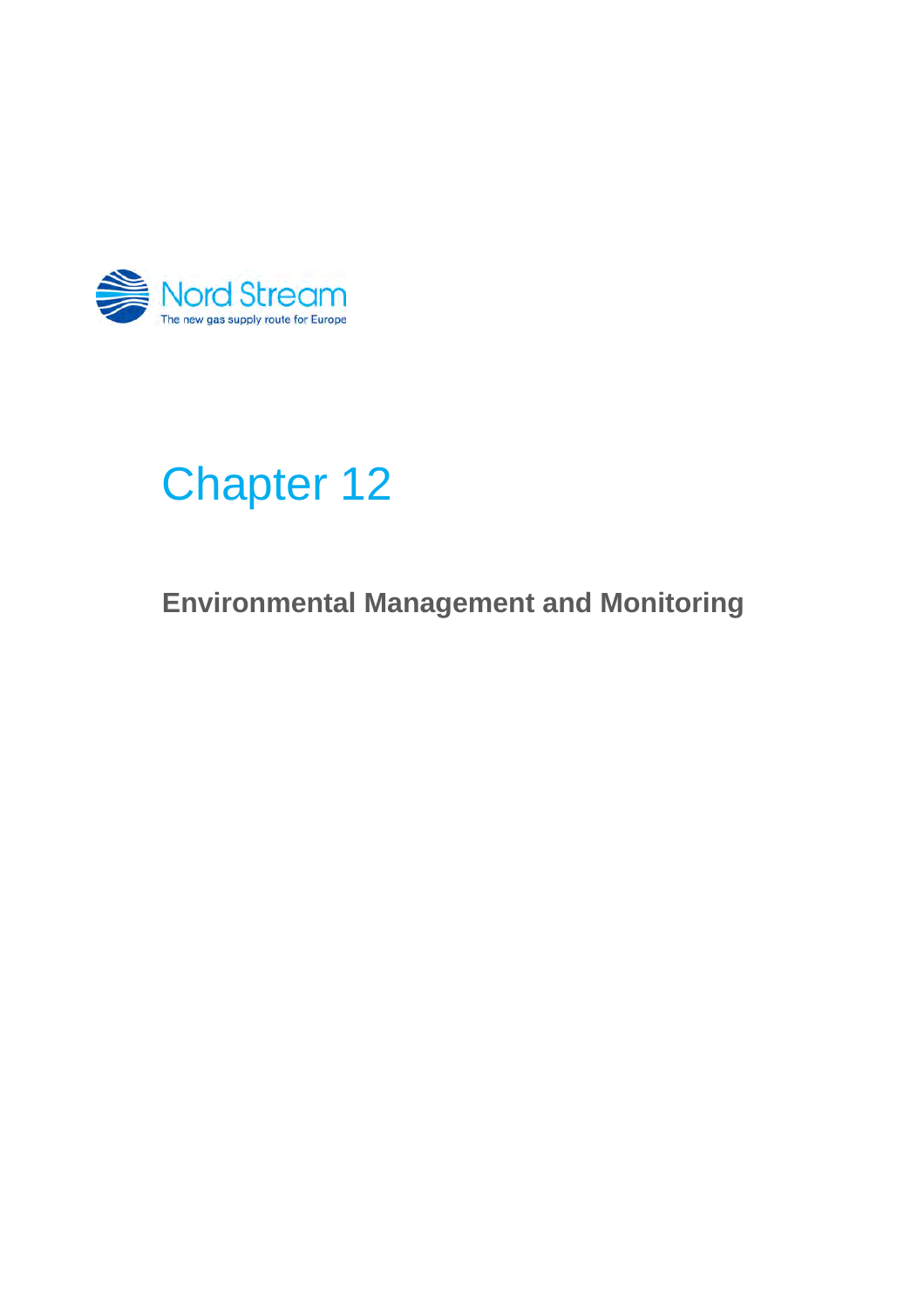Nord Stream

The new gas supply route for Europe

# Chapter 12

## Environmental Management and Monitoring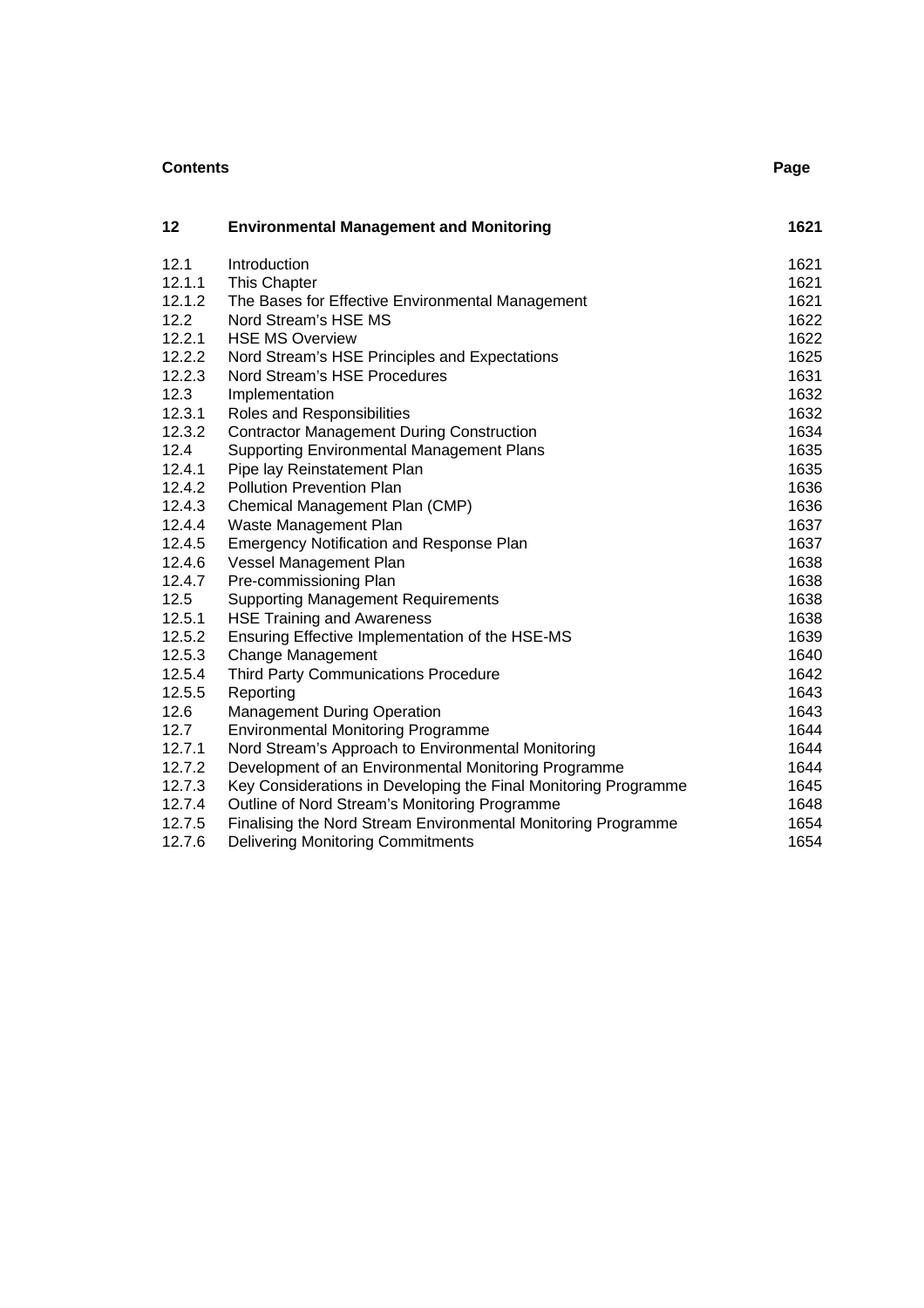| Contents | | Page |
|---|---|---|
| **12** | **Environmental Management and Monitoring** | **1621** |
| 12.1 | Introduction | 1621 |
| 12.1.1 | This Chapter | 1621 |
| 12.1.2 | The Bases for Effective Environmental Management | 1621 |
| 12.2 | Nord Stream's HSE MS | 1622 |
| 12.2.1 | HSE MS Overview | 1622 |
| 12.2.2 | Nord Stream's HSE Principles and Expectations | 1625 |
| 12.2.3 | Nord Stream's HSE Procedures | 1631 |
| 12.3 | Implementation | 1632 |
| 12.3.1 | Roles and Responsibilities | 1632 |
| 12.3.2 | Contractor Management During Construction | 1634 |
| 12.4 | Supporting Environmental Management Plans | 1635 |
| 12.4.1 | Pipe lay Reinstatement Plan | 1635 |
| 12.4.2 | Pollution Prevention Plan | 1636 |
| 12.4.3 | Chemical Management Plan (CMP) | 1636 |
| 12.4.4 | Waste Management Plan | 1637 |
| 12.4.5 | Emergency Notification and Response Plan | 1637 |
| 12.4.6 | Vessel Management Plan | 1638 |
| 12.4.7 | Pre-commissioning Plan | 1638 |
| 12.5 | Supporting Management Requirements | 1638 |
| 12.5.1 | HSE Training and Awareness | 1638 |
| 12.5.2 | Ensuring Effective Implementation of the HSE-MS | 1639 |
| 12.5.3 | Change Management | 1640 |
| 12.5.4 | Third Party Communications Procedure | 1642 |
| 12.5.5 | Reporting | 1643 |
| 12.6 | Management During Operation | 1643 |
| 12.7 | Environmental Monitoring Programme | 1644 |
| 12.7.1 | Nord Stream's Approach to Environmental Monitoring | 1644 |
| 12.7.2 | Development of an Environmental Monitoring Programme | 1644 |
| 12.7.3 | Key Considerations in Developing the Final Monitoring Programme | 1645 |
| 12.7.4 | Outline of Nord Stream's Monitoring Programme | 1648 |
| 12.7.5 | Finalising the Nord Stream Environmental Monitoring Programme | 1654 |
| 12.7.6 | Delivering Monitoring Commitments | 1654 |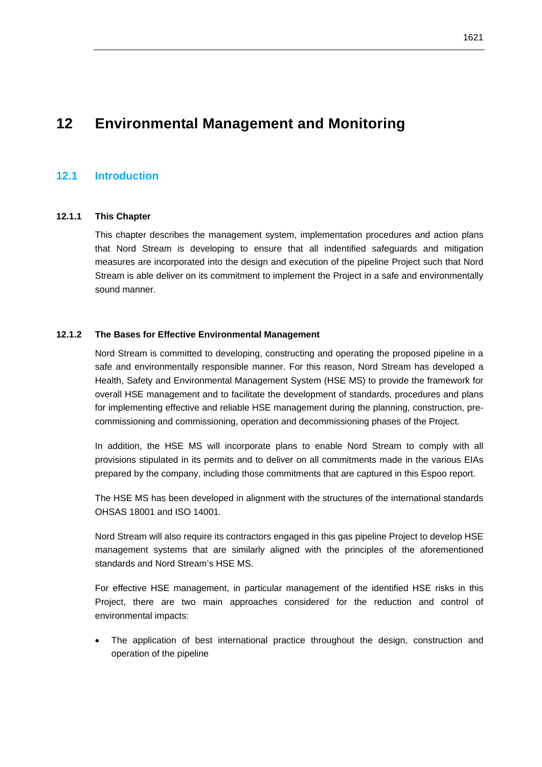# 12 Environmental Management and Monitoring

## 12.1 Introduction

### 12.1.1 This Chapter

This chapter describes the management system, implementation procedures and action plans that Nord Stream is developing to ensure that all indentified safeguards and mitigation measures are incorporated into the design and execution of the pipeline Project such that Nord Stream is able deliver on its commitment to implement the Project in a safe and environmentally sound manner.

### 12.1.2 The Bases for Effective Environmental Management

Nord Stream is committed to developing, constructing and operating the proposed pipeline in a safe and environmentally responsible manner. For this reason, Nord Stream has developed a Health, Safety and Environmental Management System (HSE MS) to provide the framework for overall HSE management and to facilitate the development of standards, procedures and plans for implementing effective and reliable HSE management during the planning, construction, pre-commissioning and commissioning, operation and decommissioning phases of the Project.

In addition, the HSE MS will incorporate plans to enable Nord Stream to comply with all provisions stipulated in its permits and to deliver on all commitments made in the various EIAs prepared by the company, including those commitments that are captured in this Espoo report.

The HSE MS has been developed in alignment with the structures of the international standards OHSAS 18001 and ISO 14001.

Nord Stream will also require its contractors engaged in this gas pipeline Project to develop HSE management systems that are similarly aligned with the principles of the aforementioned standards and Nord Stream's HSE MS.

For effective HSE management, in particular management of the identified HSE risks in this Project, there are two main approaches considered for the reduction and control of environmental impacts:

- The application of best international practice throughout the design, construction and operation of the pipeline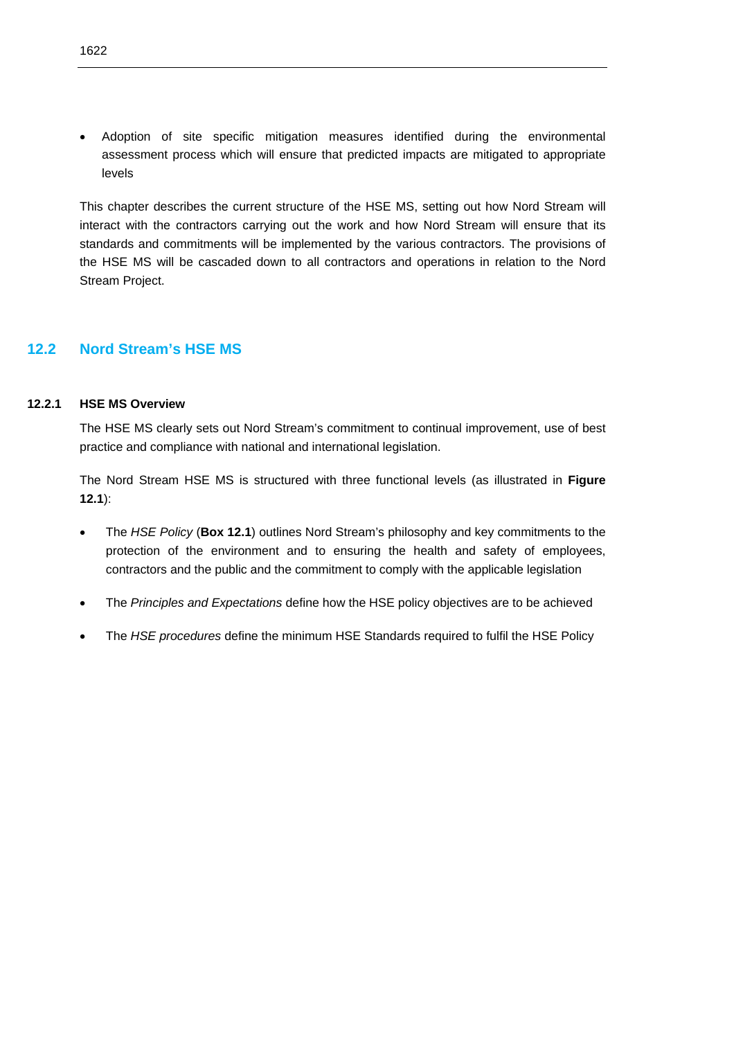- Adoption of site specific mitigation measures identified during the environmental assessment process which will ensure that predicted impacts are mitigated to appropriate levels

This chapter describes the current structure of the HSE MS, setting out how Nord Stream will interact with the contractors carrying out the work and how Nord Stream will ensure that its standards and commitments will be implemented by the various contractors. The provisions of the HSE MS will be cascaded down to all contractors and operations in relation to the Nord Stream Project.

## 12.2 Nord Stream's HSE MS

### 12.2.1 HSE MS Overview

The HSE MS clearly sets out Nord Stream's commitment to continual improvement, use of best practice and compliance with national and international legislation.

The Nord Stream HSE MS is structured with three functional levels (as illustrated in **Figure 12.1**):

- The *HSE Policy* (**Box 12.1**) outlines Nord Stream's philosophy and key commitments to the protection of the environment and to ensuring the health and safety of employees, contractors and the public and the commitment to comply with the applicable legislation
- The *Principles and Expectations* define how the HSE policy objectives are to be achieved
- The *HSE procedures* define the minimum HSE Standards required to fulfil the HSE Policy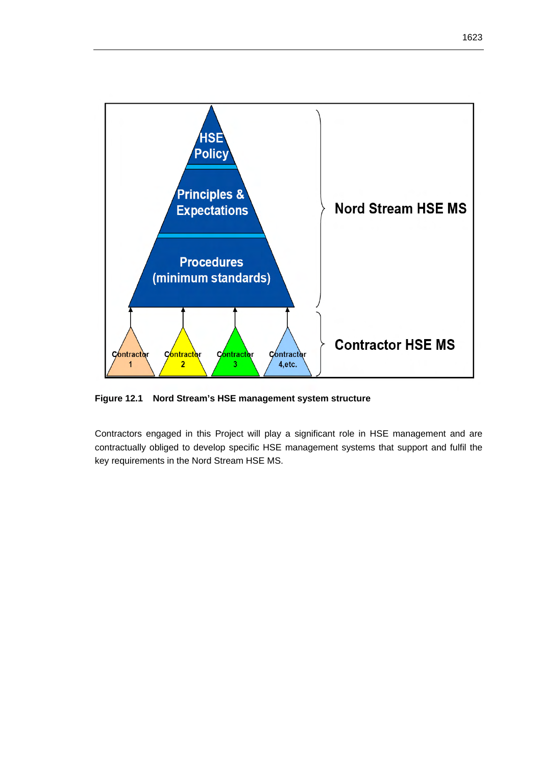**Figure 12.1 Nord Stream's HSE management system structure**

Contractors engaged in this Project will play a significant role in HSE management and are contractually obliged to develop specific HSE management systems that support and fulfil the key requirements in the Nord Stream HSE MS.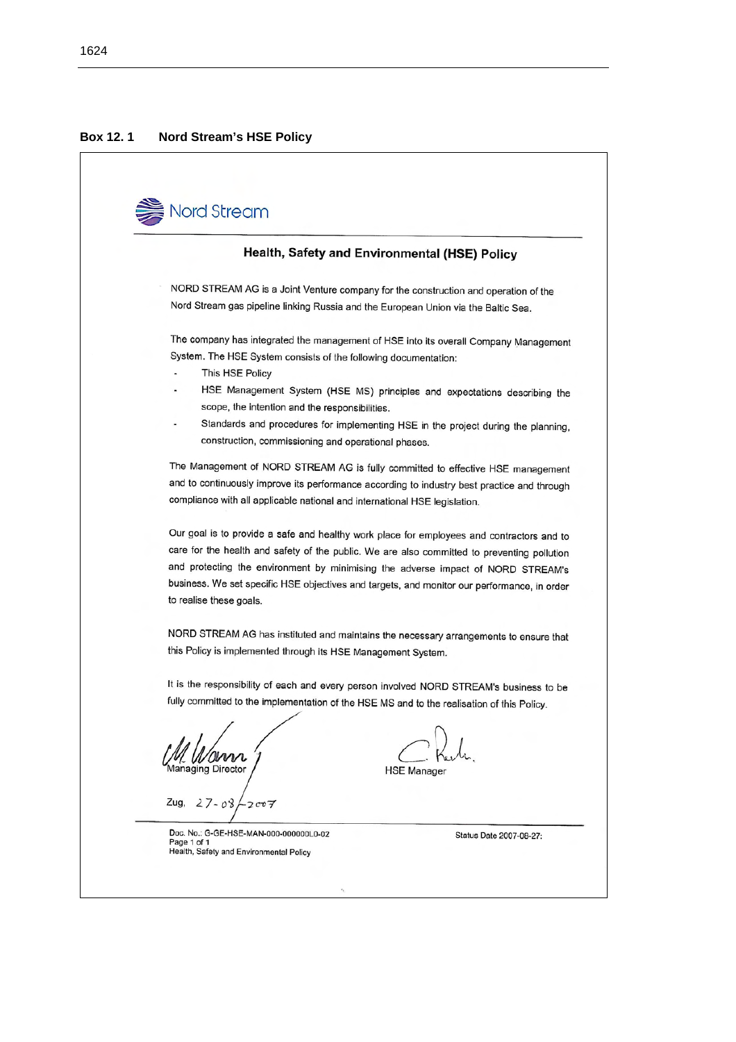**Box 12. 1 Nord Stream's HSE Policy**

Nord Stream

## Health, Safety and Environmental (HSE) Policy

NORD STREAM AG is a Joint Venture company for the construction and operation of the Nord Stream gas pipeline linking Russia and the European Union via the Baltic Sea.

The company has integrated the management of HSE into its overall Company Management System. The HSE System consists of the following documentation:

- This HSE Policy
- HSE Management System (HSE MS) principles and expectations describing the scope, the intention and the responsibilities.
- Standards and procedures for implementing HSE in the project during the planning, construction, commissioning and operational phases.

The Management of NORD STREAM AG is fully committed to effective HSE management and to continuously improve its performance according to industry best practice and through compliance with all applicable national and international HSE legislation.

Our goal is to provide a safe and healthy work place for employees and contractors and to care for the health and safety of the public. We are also committed to preventing pollution and protecting the environment by minimising the adverse impact of NORD STREAM's business. We set specific HSE objectives and targets, and monitor our performance, in order to realise these goals.

NORD STREAM AG has instituted and maintains the necessary arrangements to ensure that this Policy is implemented through its HSE Management System.

It is the responsibility of each and every person involved NORD STREAM's business to be fully committed to the implementation of the HSE MS and to the realisation of this Policy.

Managing Director

HSE Manager

Zug, 27-08-2007

Doc. No.: G-GE-HSE-MAN-000-00000OLO-02
Page 1 of 1
Health, Safety and Environmental Policy

Status Date 2007-08-27: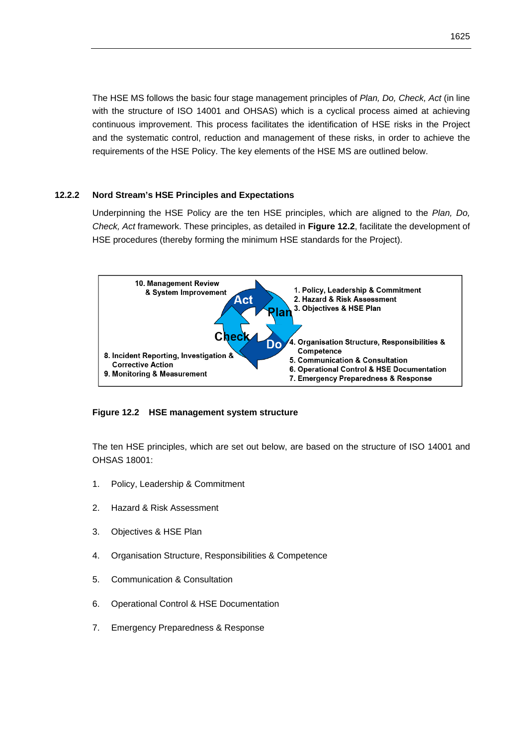The HSE MS follows the basic four stage management principles of *Plan, Do, Check, Act* (in line with the structure of ISO 14001 and OHSAS) which is a cyclical process aimed at achieving continuous improvement. This process facilitates the identification of HSE risks in the Project and the systematic control, reduction and management of these risks, in order to achieve the requirements of the HSE Policy. The key elements of the HSE MS are outlined below.

### 12.2.2 Nord Stream's HSE Principles and Expectations

Underpinning the HSE Policy are the ten HSE principles, which are aligned to the *Plan, Do, Check, Act* framework. These principles, as detailed in **Figure 12.2**, facilitate the development of HSE procedures (thereby forming the minimum HSE standards for the Project).

**Figure 12.2 HSE management system structure**

The ten HSE principles, which are set out below, are based on the structure of ISO 14001 and OHSAS 18001:

1. Policy, Leadership & Commitment
2. Hazard & Risk Assessment
3. Objectives & HSE Plan
4. Organisation Structure, Responsibilities & Competence
5. Communication & Consultation
6. Operational Control & HSE Documentation
7. Emergency Preparedness & Response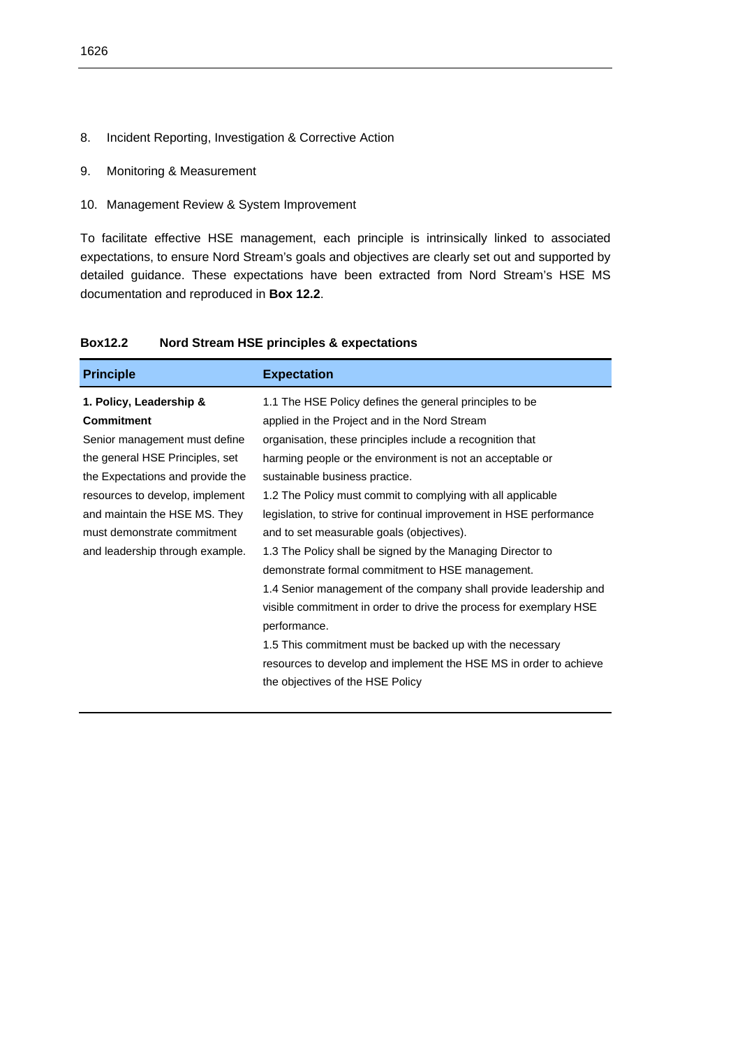8. Incident Reporting, Investigation & Corrective Action

9. Monitoring & Measurement

10. Management Review & System Improvement

To facilitate effective HSE management, each principle is intrinsically linked to associated expectations, to ensure Nord Stream's goals and objectives are clearly set out and supported by detailed guidance. These expectations have been extracted from Nord Stream's HSE MS documentation and reproduced in **Box 12.2**.

**Box12.2 Nord Stream HSE principles & expectations**

| Principle | Expectation |
| --- | --- |
| **1. Policy, Leadership & Commitment**<br>Senior management must define the general HSE Principles, set the Expectations and provide the resources to develop, implement and maintain the HSE MS. They must demonstrate commitment and leadership through example. | 1.1 The HSE Policy defines the general principles to be applied in the Project and in the Nord Stream organisation, these principles include a recognition that harming people or the environment is not an acceptable or sustainable business practice.<br>1.2 The Policy must commit to complying with all applicable legislation, to strive for continual improvement in HSE performance and to set measurable goals (objectives).<br>1.3 The Policy shall be signed by the Managing Director to demonstrate formal commitment to HSE management.<br>1.4 Senior management of the company shall provide leadership and visible commitment in order to drive the process for exemplary HSE performance.<br>1.5 This commitment must be backed up with the necessary resources to develop and implement the HSE MS in order to achieve the objectives of the HSE Policy |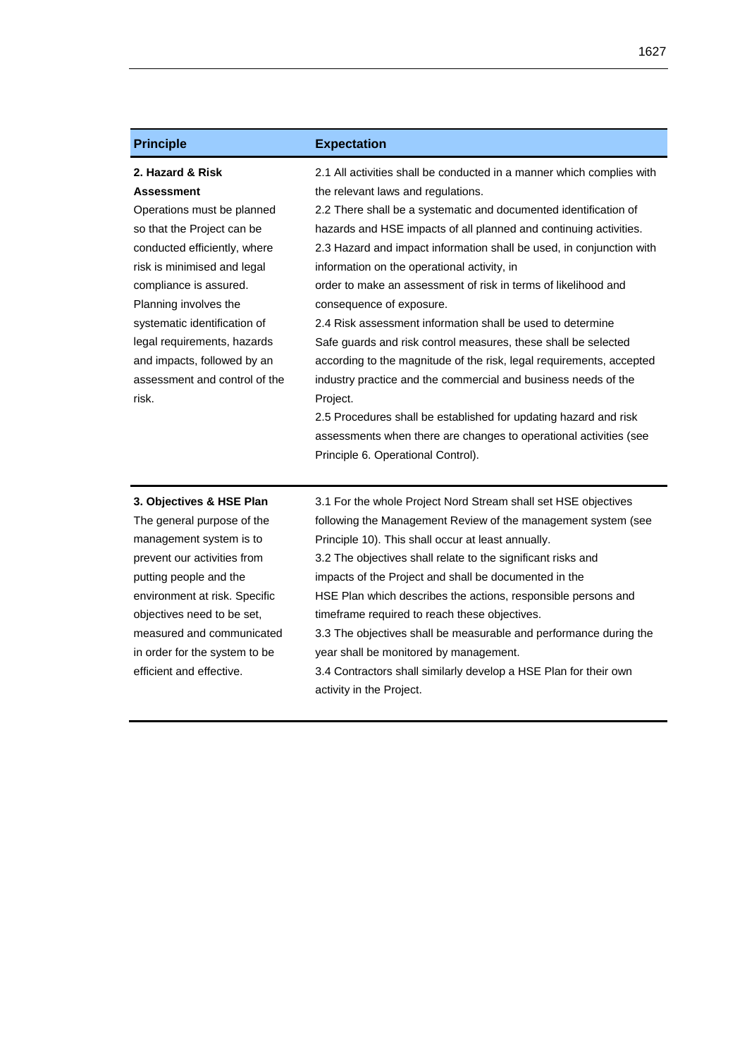| Principle | Expectation |
|---|---|
| **2. Hazard & Risk Assessment**<br>Operations must be planned so that the Project can be conducted efficiently, where risk is minimised and legal compliance is assured. Planning involves the systematic identification of legal requirements, hazards and impacts, followed by an assessment and control of the risk. | 2.1 All activities shall be conducted in a manner which complies with the relevant laws and regulations.<br>2.2 There shall be a systematic and documented identification of hazards and HSE impacts of all planned and continuing activities.<br>2.3 Hazard and impact information shall be used, in conjunction with information on the operational activity, in order to make an assessment of risk in terms of likelihood and consequence of exposure.<br>2.4 Risk assessment information shall be used to determine Safe guards and risk control measures, these shall be selected according to the magnitude of the risk, legal requirements, accepted industry practice and the commercial and business needs of the Project.<br>2.5 Procedures shall be established for updating hazard and risk assessments when there are changes to operational activities (see Principle 6. Operational Control). |
| **3. Objectives & HSE Plan**<br>The general purpose of the management system is to prevent our activities from putting people and the environment at risk. Specific objectives need to be set, measured and communicated in order for the system to be efficient and effective. | 3.1 For the whole Project Nord Stream shall set HSE objectives following the Management Review of the management system (see Principle 10). This shall occur at least annually.<br>3.2 The objectives shall relate to the significant risks and impacts of the Project and shall be documented in the HSE Plan which describes the actions, responsible persons and timeframe required to reach these objectives.<br>3.3 The objectives shall be measurable and performance during the year shall be monitored by management.<br>3.4 Contractors shall similarly develop a HSE Plan for their own activity in the Project. |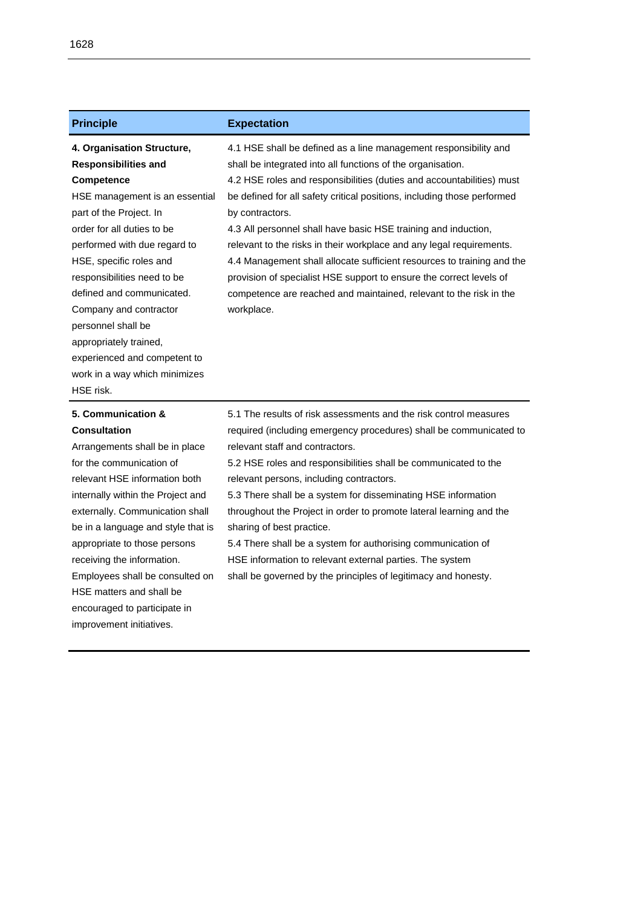| Principle | Expectation |
| --- | --- |
| **4. Organisation Structure, Responsibilities and Competence**<br>HSE management is an essential part of the Project. In order for all duties to be performed with due regard to HSE, specific roles and responsibilities need to be defined and communicated. Company and contractor personnel shall be appropriately trained, experienced and competent to work in a way which minimizes HSE risk. | 4.1 HSE shall be defined as a line management responsibility and shall be integrated into all functions of the organisation.<br>4.2 HSE roles and responsibilities (duties and accountabilities) must be defined for all safety critical positions, including those performed by contractors.<br>4.3 All personnel shall have basic HSE training and induction, relevant to the risks in their workplace and any legal requirements.<br>4.4 Management shall allocate sufficient resources to training and the provision of specialist HSE support to ensure the correct levels of competence are reached and maintained, relevant to the risk in the workplace. |
| **5. Communication & Consultation**<br>Arrangements shall be in place for the communication of relevant HSE information both internally within the Project and externally. Communication shall be in a language and style that is appropriate to those persons receiving the information. Employees shall be consulted on HSE matters and shall be encouraged to participate in improvement initiatives. | 5.1 The results of risk assessments and the risk control measures required (including emergency procedures) shall be communicated to relevant staff and contractors.<br>5.2 HSE roles and responsibilities shall be communicated to the relevant persons, including contractors.<br>5.3 There shall be a system for disseminating HSE information throughout the Project in order to promote lateral learning and the sharing of best practice.<br>5.4 There shall be a system for authorising communication of HSE information to relevant external parties. The system shall be governed by the principles of legitimacy and honesty. |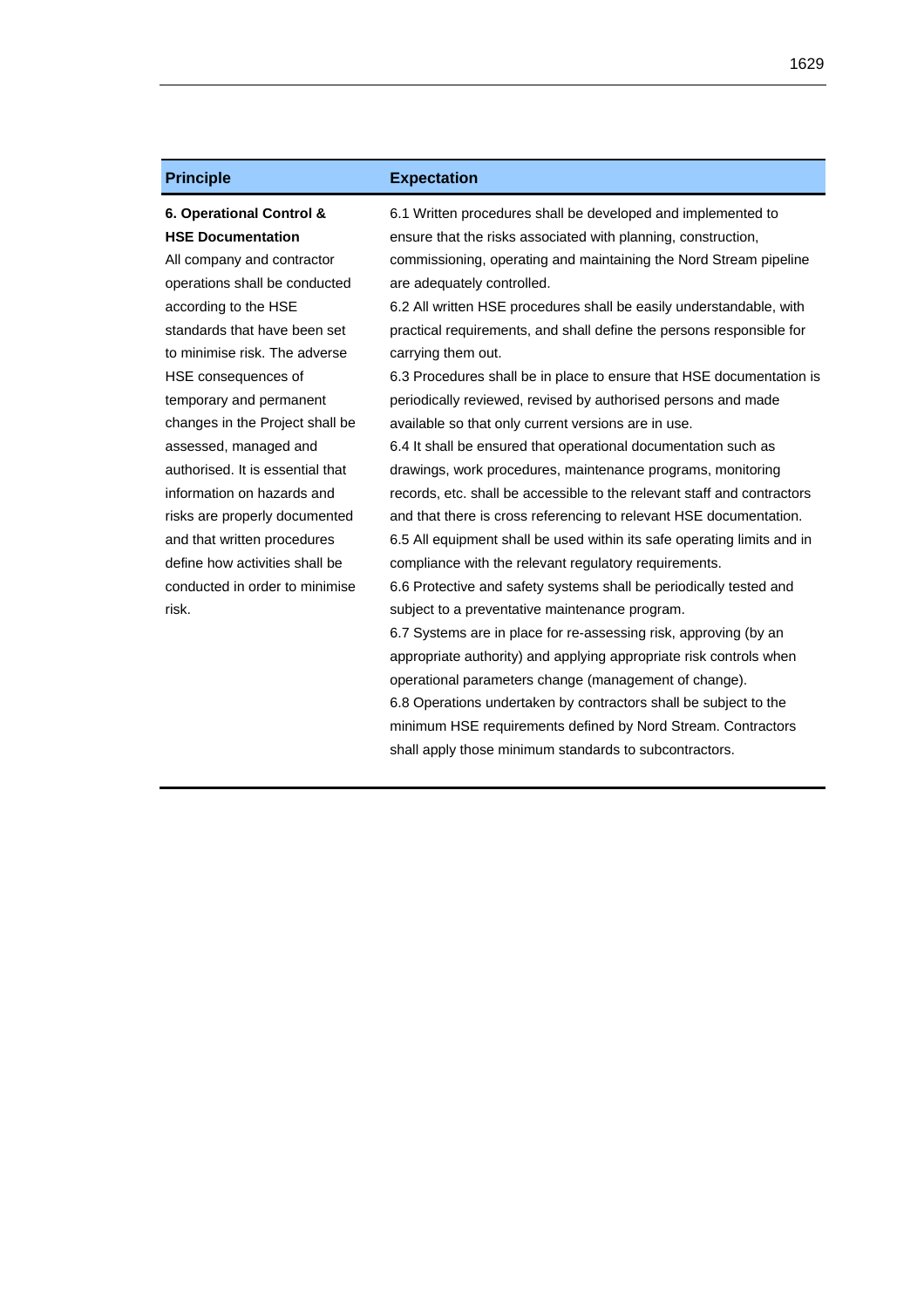| Principle | Expectation |
| --- | --- |
| **6. Operational Control & HSE Documentation**<br>All company and contractor operations shall be conducted according to the HSE standards that have been set to minimise risk. The adverse HSE consequences of temporary and permanent changes in the Project shall be assessed, managed and authorised. It is essential that information on hazards and risks are properly documented and that written procedures define how activities shall be conducted in order to minimise risk. | 6.1 Written procedures shall be developed and implemented to ensure that the risks associated with planning, construction, commissioning, operating and maintaining the Nord Stream pipeline are adequately controlled.<br>6.2 All written HSE procedures shall be easily understandable, with practical requirements, and shall define the persons responsible for carrying them out.<br>6.3 Procedures shall be in place to ensure that HSE documentation is periodically reviewed, revised by authorised persons and made available so that only current versions are in use.<br>6.4 It shall be ensured that operational documentation such as drawings, work procedures, maintenance programs, monitoring records, etc. shall be accessible to the relevant staff and contractors and that there is cross referencing to relevant HSE documentation.<br>6.5 All equipment shall be used within its safe operating limits and in compliance with the relevant regulatory requirements.<br>6.6 Protective and safety systems shall be periodically tested and subject to a preventative maintenance program.<br>6.7 Systems are in place for re-assessing risk, approving (by an appropriate authority) and applying appropriate risk controls when operational parameters change (management of change).<br>6.8 Operations undertaken by contractors shall be subject to the minimum HSE requirements defined by Nord Stream. Contractors shall apply those minimum standards to subcontractors. |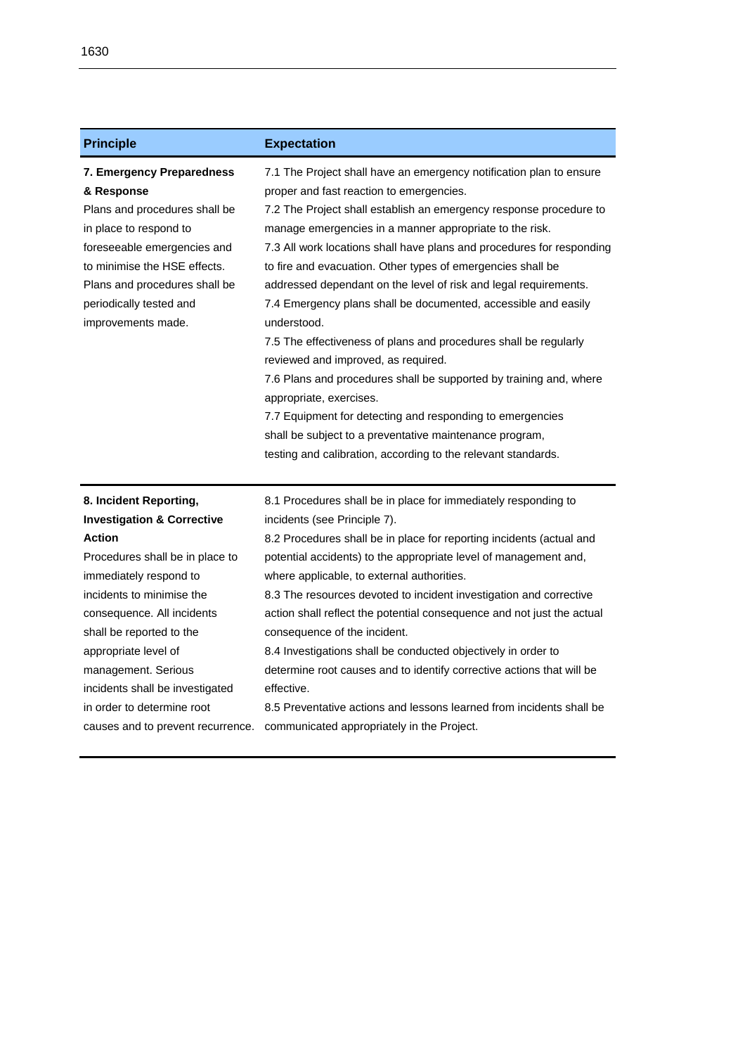| Principle | Expectation |
|---|---|
| **7. Emergency Preparedness & Response**<br>Plans and procedures shall be in place to respond to foreseeable emergencies and to minimise the HSE effects. Plans and procedures shall be periodically tested and improvements made. | 7.1 The Project shall have an emergency notification plan to ensure proper and fast reaction to emergencies.<br>7.2 The Project shall establish an emergency response procedure to manage emergencies in a manner appropriate to the risk.<br>7.3 All work locations shall have plans and procedures for responding to fire and evacuation. Other types of emergencies shall be addressed dependant on the level of risk and legal requirements.<br>7.4 Emergency plans shall be documented, accessible and easily understood.<br>7.5 The effectiveness of plans and procedures shall be regularly reviewed and improved, as required.<br>7.6 Plans and procedures shall be supported by training and, where appropriate, exercises.<br>7.7 Equipment for detecting and responding to emergencies shall be subject to a preventative maintenance program, testing and calibration, according to the relevant standards. |
| **8. Incident Reporting, Investigation & Corrective Action**<br>Procedures shall be in place to immediately respond to incidents to minimise the consequence. All incidents shall be reported to the appropriate level of management. Serious incidents shall be investigated in order to determine root causes and to prevent recurrence. | 8.1 Procedures shall be in place for immediately responding to incidents (see Principle 7).<br>8.2 Procedures shall be in place for reporting incidents (actual and potential accidents) to the appropriate level of management and, where applicable, to external authorities.<br>8.3 The resources devoted to incident investigation and corrective action shall reflect the potential consequence and not just the actual consequence of the incident.<br>8.4 Investigations shall be conducted objectively in order to determine root causes and to identify corrective actions that will be effective.<br>8.5 Preventative actions and lessons learned from incidents shall be communicated appropriately in the Project. |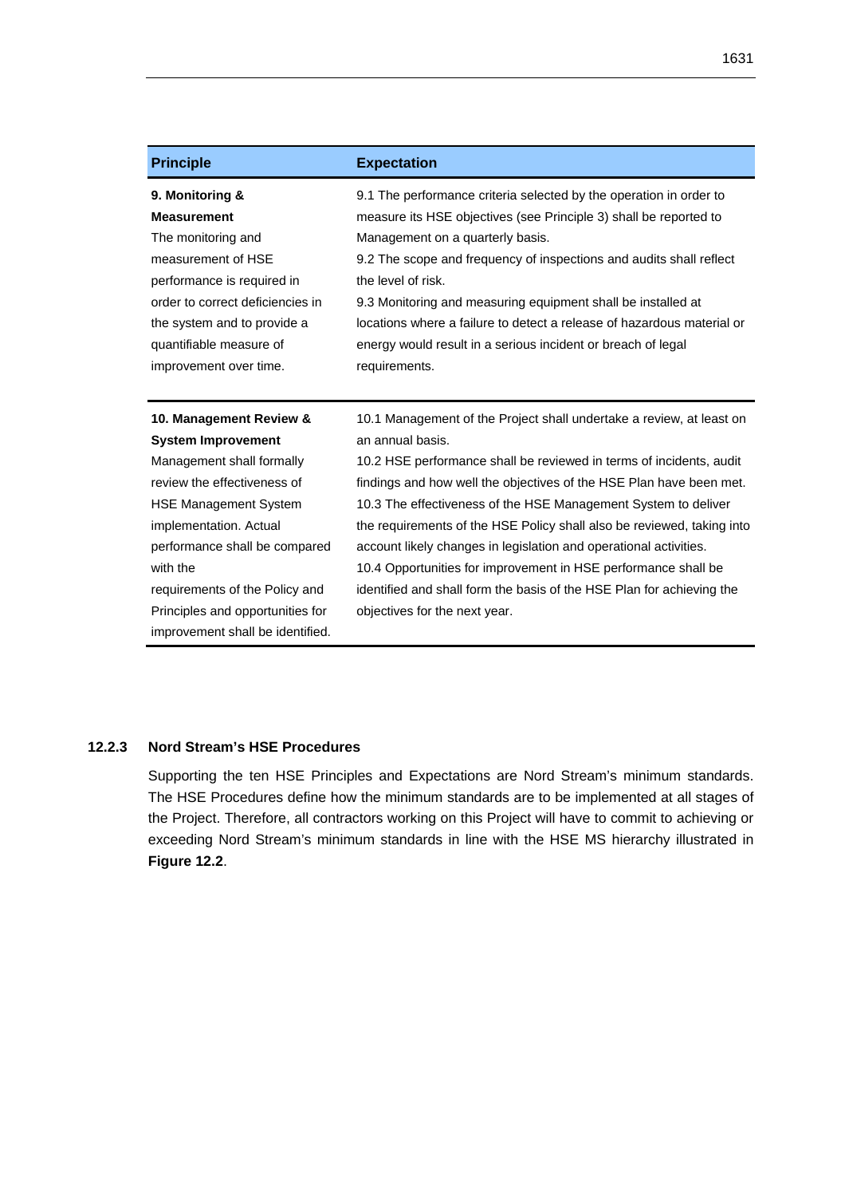| Principle | Expectation |
|---|---|
| **9. Monitoring & Measurement** The monitoring and measurement of HSE performance is required in order to correct deficiencies in the system and to provide a quantifiable measure of improvement over time. | 9.1 The performance criteria selected by the operation in order to measure its HSE objectives (see Principle 3) shall be reported to Management on a quarterly basis. 9.2 The scope and frequency of inspections and audits shall reflect the level of risk. 9.3 Monitoring and measuring equipment shall be installed at locations where a failure to detect a release of hazardous material or energy would result in a serious incident or breach of legal requirements. |
| **10. Management Review & System Improvement** Management shall formally review the effectiveness of HSE Management System implementation. Actual performance shall be compared with the requirements of the Policy and Principles and opportunities for improvement shall be identified. | 10.1 Management of the Project shall undertake a review, at least on an annual basis. 10.2 HSE performance shall be reviewed in terms of incidents, audit findings and how well the objectives of the HSE Plan have been met. 10.3 The effectiveness of the HSE Management System to deliver the requirements of the HSE Policy shall also be reviewed, taking into account likely changes in legislation and operational activities. 10.4 Opportunities for improvement in HSE performance shall be identified and shall form the basis of the HSE Plan for achieving the objectives for the next year. |

### 12.2.3 Nord Stream's HSE Procedures

Supporting the ten HSE Principles and Expectations are Nord Stream's minimum standards. The HSE Procedures define how the minimum standards are to be implemented at all stages of the Project. Therefore, all contractors working on this Project will have to commit to achieving or exceeding Nord Stream's minimum standards in line with the HSE MS hierarchy illustrated in **Figure 12.2**.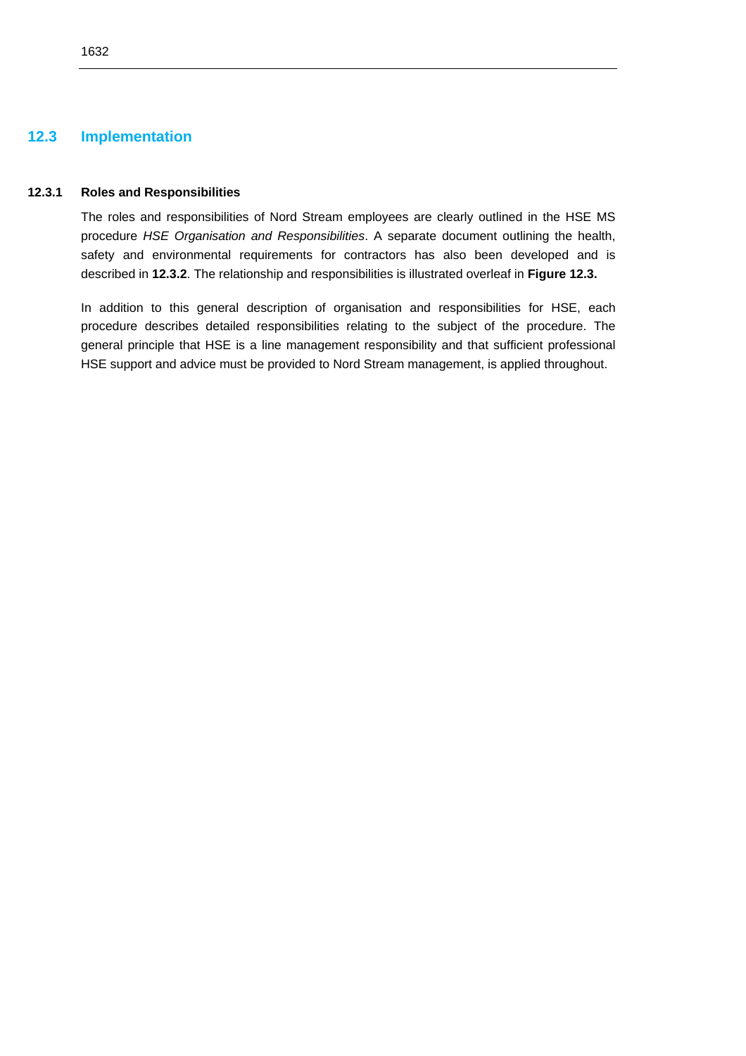## 12.3 Implementation

### 12.3.1 Roles and Responsibilities

The roles and responsibilities of Nord Stream employees are clearly outlined in the HSE MS procedure *HSE Organisation and Responsibilities*. A separate document outlining the health, safety and environmental requirements for contractors has also been developed and is described in **12.3.2**. The relationship and responsibilities is illustrated overleaf in **Figure 12.3.**

In addition to this general description of organisation and responsibilities for HSE, each procedure describes detailed responsibilities relating to the subject of the procedure. The general principle that HSE is a line management responsibility and that sufficient professional HSE support and advice must be provided to Nord Stream management, is applied throughout.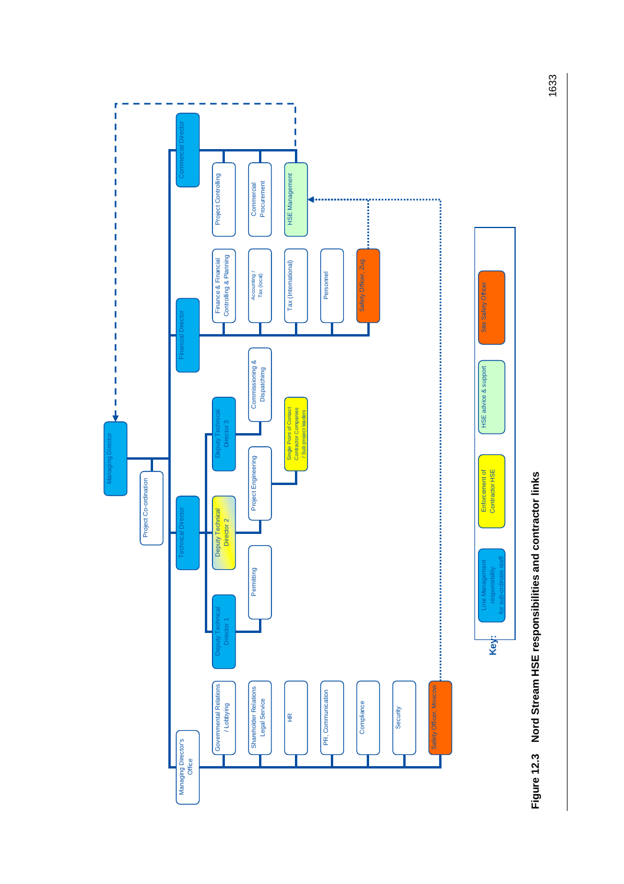Managing Director

Project Co-ordination

Managing Director's Office

- Governmental Relations / Lobbying
- Shareholder Relations Legal Service
- HR
- PR, Communication
- Compliance
- Security
- Safety Officer, Moscow

Technical Director

- Deputy Technical Director 1
  - Permitting
- Deputy Technical Director 2
  - Project Engineering
    - Single Point of Contact Contractor Companies / Sub project leaders
- Deputy Technical Director 3
  - Commissioning & Dispatching

Financial Director

- Finance & Financial Controlling & Planning
- Accounting / Tax (local)
- Tax (International)
- Personnel
- Safety Officer, Zug

Commercial Director

- Project Controlling
- Commercial Procurement
- HSE Management

Key:

- Line Management responsibility for sub-ordinate staff
- Enforcement of Contractor HSE
- HSE advice & support
- Site Safety Officer

**Figure 12.3 Nord Stream HSE responsibilities and contractor links**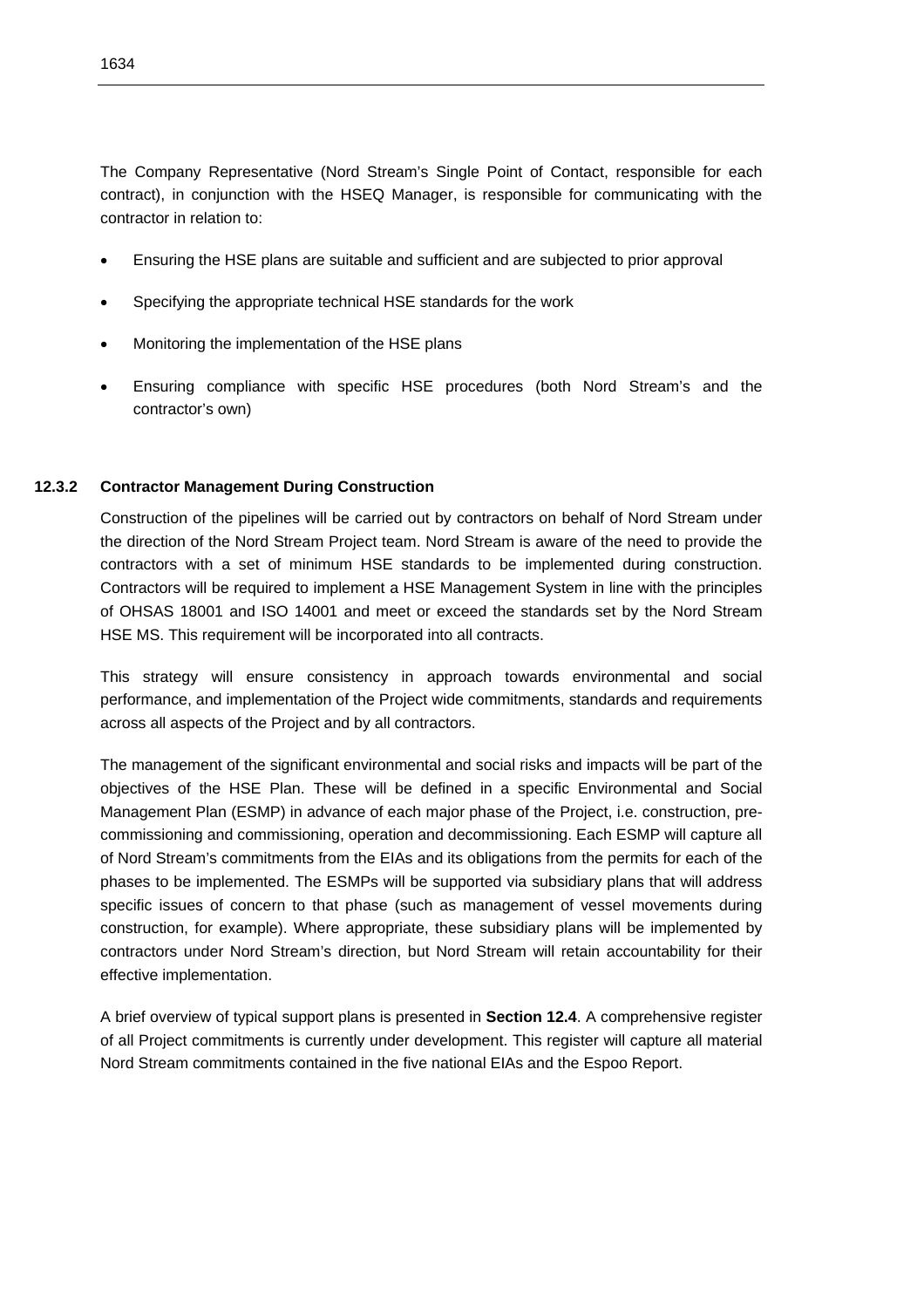The Company Representative (Nord Stream's Single Point of Contact, responsible for each contract), in conjunction with the HSEQ Manager, is responsible for communicating with the contractor in relation to:

- Ensuring the HSE plans are suitable and sufficient and are subjected to prior approval
- Specifying the appropriate technical HSE standards for the work
- Monitoring the implementation of the HSE plans
- Ensuring compliance with specific HSE procedures (both Nord Stream's and the contractor's own)

### 12.3.2 Contractor Management During Construction

Construction of the pipelines will be carried out by contractors on behalf of Nord Stream under the direction of the Nord Stream Project team. Nord Stream is aware of the need to provide the contractors with a set of minimum HSE standards to be implemented during construction. Contractors will be required to implement a HSE Management System in line with the principles of OHSAS 18001 and ISO 14001 and meet or exceed the standards set by the Nord Stream HSE MS. This requirement will be incorporated into all contracts.

This strategy will ensure consistency in approach towards environmental and social performance, and implementation of the Project wide commitments, standards and requirements across all aspects of the Project and by all contractors.

The management of the significant environmental and social risks and impacts will be part of the objectives of the HSE Plan. These will be defined in a specific Environmental and Social Management Plan (ESMP) in advance of each major phase of the Project, i.e. construction, pre-commissioning and commissioning, operation and decommissioning. Each ESMP will capture all of Nord Stream's commitments from the EIAs and its obligations from the permits for each of the phases to be implemented. The ESMPs will be supported via subsidiary plans that will address specific issues of concern to that phase (such as management of vessel movements during construction, for example). Where appropriate, these subsidiary plans will be implemented by contractors under Nord Stream's direction, but Nord Stream will retain accountability for their effective implementation.

A brief overview of typical support plans is presented in **Section 12.4**. A comprehensive register of all Project commitments is currently under development. This register will capture all material Nord Stream commitments contained in the five national EIAs and the Espoo Report.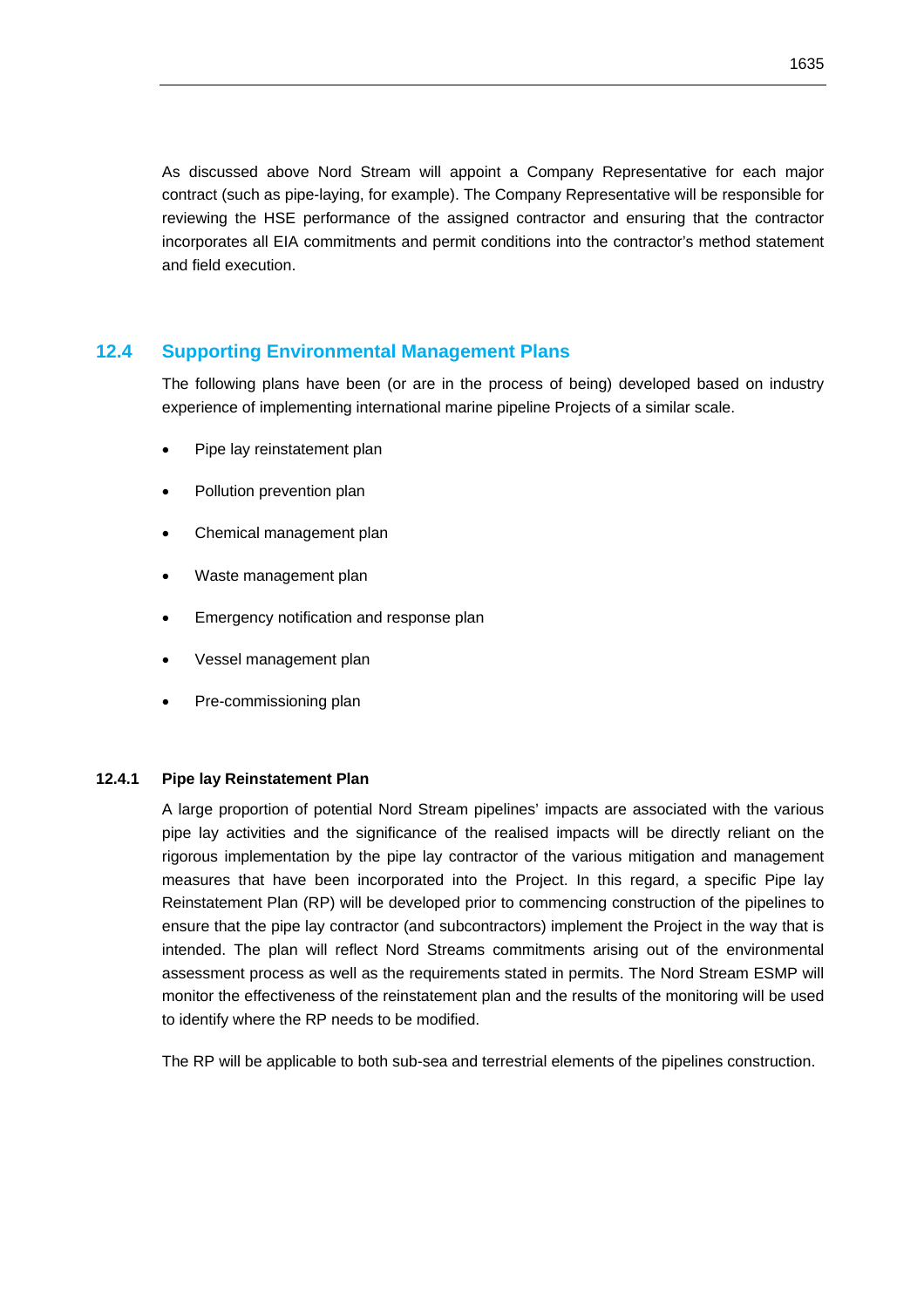As discussed above Nord Stream will appoint a Company Representative for each major contract (such as pipe-laying, for example). The Company Representative will be responsible for reviewing the HSE performance of the assigned contractor and ensuring that the contractor incorporates all EIA commitments and permit conditions into the contractor's method statement and field execution.

## 12.4 Supporting Environmental Management Plans

The following plans have been (or are in the process of being) developed based on industry experience of implementing international marine pipeline Projects of a similar scale.

- Pipe lay reinstatement plan
- Pollution prevention plan
- Chemical management plan
- Waste management plan
- Emergency notification and response plan
- Vessel management plan
- Pre-commissioning plan

### 12.4.1 Pipe lay Reinstatement Plan

A large proportion of potential Nord Stream pipelines' impacts are associated with the various pipe lay activities and the significance of the realised impacts will be directly reliant on the rigorous implementation by the pipe lay contractor of the various mitigation and management measures that have been incorporated into the Project. In this regard, a specific Pipe lay Reinstatement Plan (RP) will be developed prior to commencing construction of the pipelines to ensure that the pipe lay contractor (and subcontractors) implement the Project in the way that is intended. The plan will reflect Nord Streams commitments arising out of the environmental assessment process as well as the requirements stated in permits. The Nord Stream ESMP will monitor the effectiveness of the reinstatement plan and the results of the monitoring will be used to identify where the RP needs to be modified.

The RP will be applicable to both sub-sea and terrestrial elements of the pipelines construction.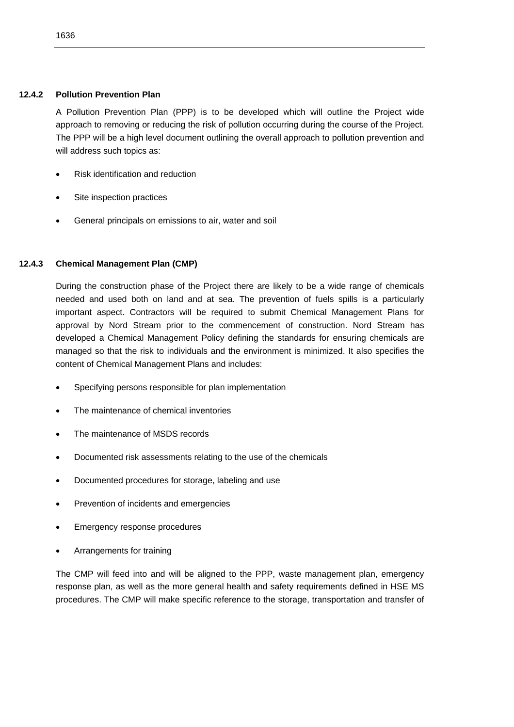#### 12.4.2 Pollution Prevention Plan

A Pollution Prevention Plan (PPP) is to be developed which will outline the Project wide approach to removing or reducing the risk of pollution occurring during the course of the Project. The PPP will be a high level document outlining the overall approach to pollution prevention and will address such topics as:

- Risk identification and reduction
- Site inspection practices
- General principals on emissions to air, water and soil

#### 12.4.3 Chemical Management Plan (CMP)

During the construction phase of the Project there are likely to be a wide range of chemicals needed and used both on land and at sea. The prevention of fuels spills is a particularly important aspect. Contractors will be required to submit Chemical Management Plans for approval by Nord Stream prior to the commencement of construction. Nord Stream has developed a Chemical Management Policy defining the standards for ensuring chemicals are managed so that the risk to individuals and the environment is minimized. It also specifies the content of Chemical Management Plans and includes:

- Specifying persons responsible for plan implementation
- The maintenance of chemical inventories
- The maintenance of MSDS records
- Documented risk assessments relating to the use of the chemicals
- Documented procedures for storage, labeling and use
- Prevention of incidents and emergencies
- Emergency response procedures
- Arrangements for training

The CMP will feed into and will be aligned to the PPP, waste management plan, emergency response plan, as well as the more general health and safety requirements defined in HSE MS procedures. The CMP will make specific reference to the storage, transportation and transfer of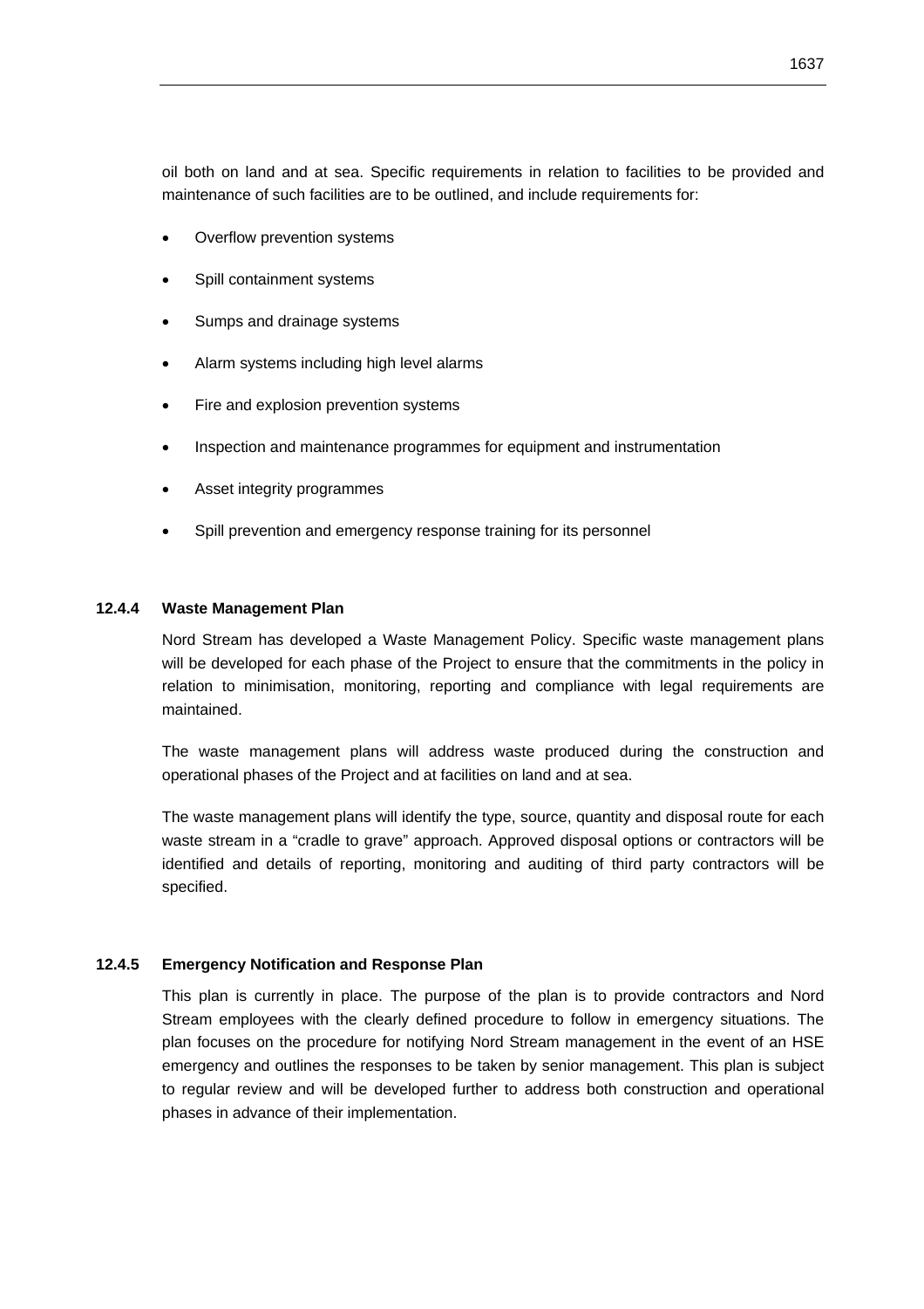oil both on land and at sea. Specific requirements in relation to facilities to be provided and maintenance of such facilities are to be outlined, and include requirements for:

- Overflow prevention systems
- Spill containment systems
- Sumps and drainage systems
- Alarm systems including high level alarms
- Fire and explosion prevention systems
- Inspection and maintenance programmes for equipment and instrumentation
- Asset integrity programmes
- Spill prevention and emergency response training for its personnel

### 12.4.4 Waste Management Plan

Nord Stream has developed a Waste Management Policy. Specific waste management plans will be developed for each phase of the Project to ensure that the commitments in the policy in relation to minimisation, monitoring, reporting and compliance with legal requirements are maintained.

The waste management plans will address waste produced during the construction and operational phases of the Project and at facilities on land and at sea.

The waste management plans will identify the type, source, quantity and disposal route for each waste stream in a "cradle to grave" approach. Approved disposal options or contractors will be identified and details of reporting, monitoring and auditing of third party contractors will be specified.

### 12.4.5 Emergency Notification and Response Plan

This plan is currently in place. The purpose of the plan is to provide contractors and Nord Stream employees with the clearly defined procedure to follow in emergency situations. The plan focuses on the procedure for notifying Nord Stream management in the event of an HSE emergency and outlines the responses to be taken by senior management. This plan is subject to regular review and will be developed further to address both construction and operational phases in advance of their implementation.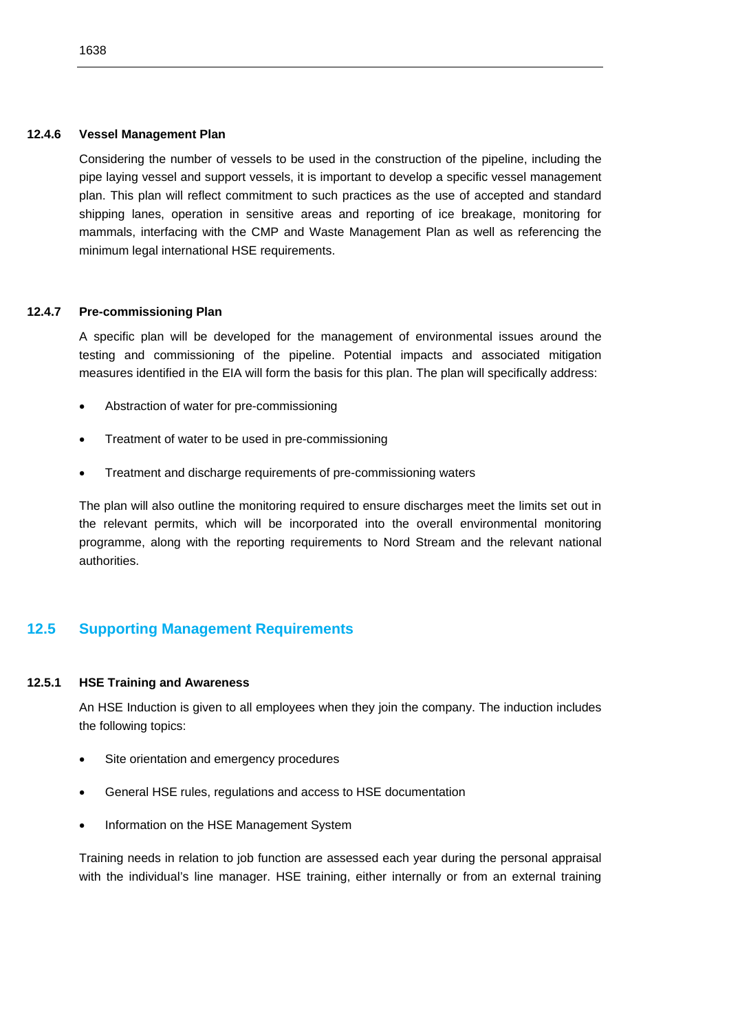#### 12.4.6 Vessel Management Plan

Considering the number of vessels to be used in the construction of the pipeline, including the pipe laying vessel and support vessels, it is important to develop a specific vessel management plan. This plan will reflect commitment to such practices as the use of accepted and standard shipping lanes, operation in sensitive areas and reporting of ice breakage, monitoring for mammals, interfacing with the CMP and Waste Management Plan as well as referencing the minimum legal international HSE requirements.

#### 12.4.7 Pre-commissioning Plan

A specific plan will be developed for the management of environmental issues around the testing and commissioning of the pipeline. Potential impacts and associated mitigation measures identified in the EIA will form the basis for this plan. The plan will specifically address:

- Abstraction of water for pre-commissioning
- Treatment of water to be used in pre-commissioning
- Treatment and discharge requirements of pre-commissioning waters

The plan will also outline the monitoring required to ensure discharges meet the limits set out in the relevant permits, which will be incorporated into the overall environmental monitoring programme, along with the reporting requirements to Nord Stream and the relevant national authorities.

### 12.5 Supporting Management Requirements

#### 12.5.1 HSE Training and Awareness

An HSE Induction is given to all employees when they join the company. The induction includes the following topics:

- Site orientation and emergency procedures
- General HSE rules, regulations and access to HSE documentation
- Information on the HSE Management System

Training needs in relation to job function are assessed each year during the personal appraisal with the individual's line manager. HSE training, either internally or from an external training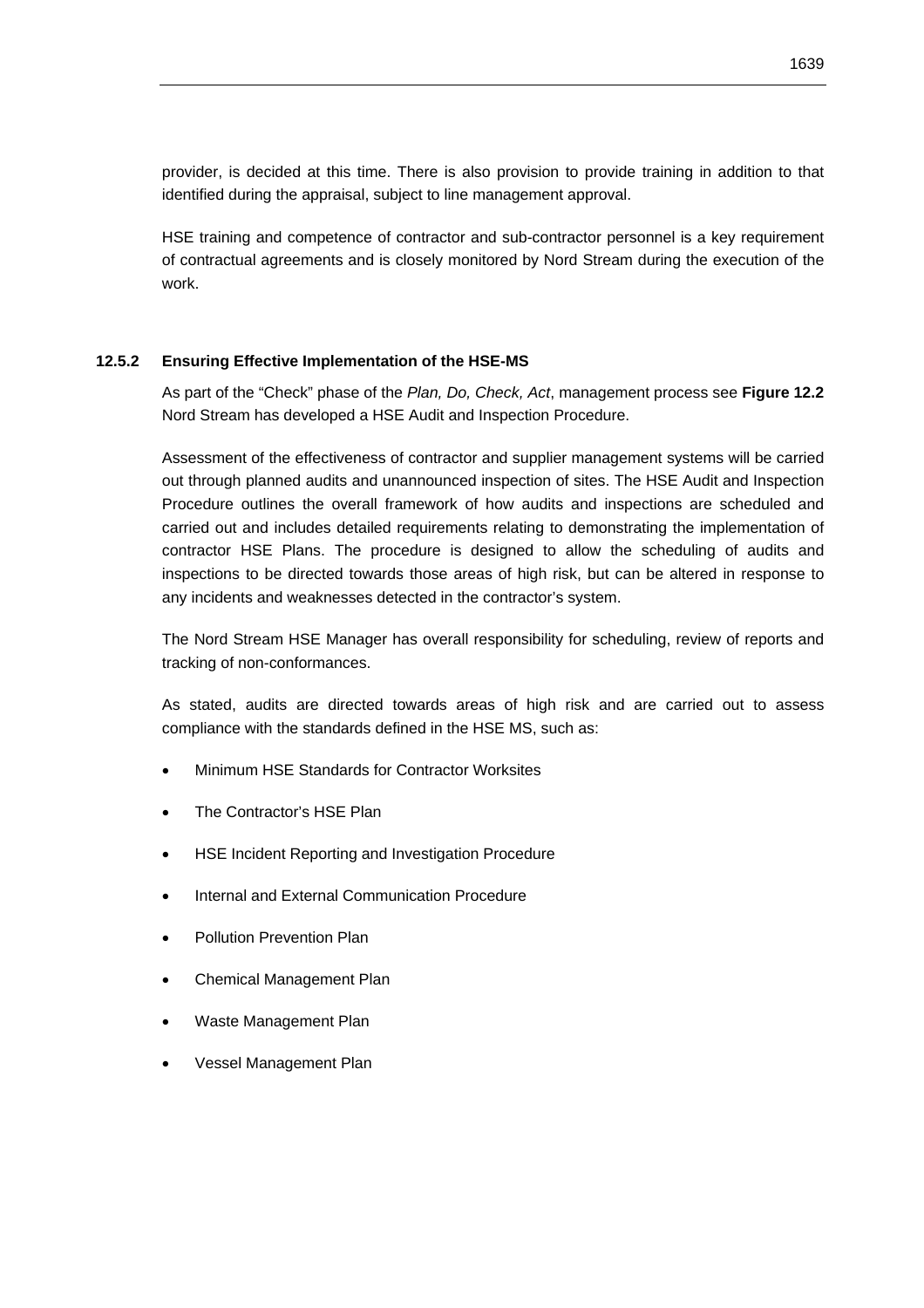provider, is decided at this time. There is also provision to provide training in addition to that identified during the appraisal, subject to line management approval.

HSE training and competence of contractor and sub-contractor personnel is a key requirement of contractual agreements and is closely monitored by Nord Stream during the execution of the work.

### 12.5.2 Ensuring Effective Implementation of the HSE-MS

As part of the "Check" phase of the *Plan, Do, Check, Act*, management process see **Figure 12.2** Nord Stream has developed a HSE Audit and Inspection Procedure.

Assessment of the effectiveness of contractor and supplier management systems will be carried out through planned audits and unannounced inspection of sites. The HSE Audit and Inspection Procedure outlines the overall framework of how audits and inspections are scheduled and carried out and includes detailed requirements relating to demonstrating the implementation of contractor HSE Plans. The procedure is designed to allow the scheduling of audits and inspections to be directed towards those areas of high risk, but can be altered in response to any incidents and weaknesses detected in the contractor's system.

The Nord Stream HSE Manager has overall responsibility for scheduling, review of reports and tracking of non-conformances.

As stated, audits are directed towards areas of high risk and are carried out to assess compliance with the standards defined in the HSE MS, such as:

- Minimum HSE Standards for Contractor Worksites
- The Contractor's HSE Plan
- HSE Incident Reporting and Investigation Procedure
- Internal and External Communication Procedure
- Pollution Prevention Plan
- Chemical Management Plan
- Waste Management Plan
- Vessel Management Plan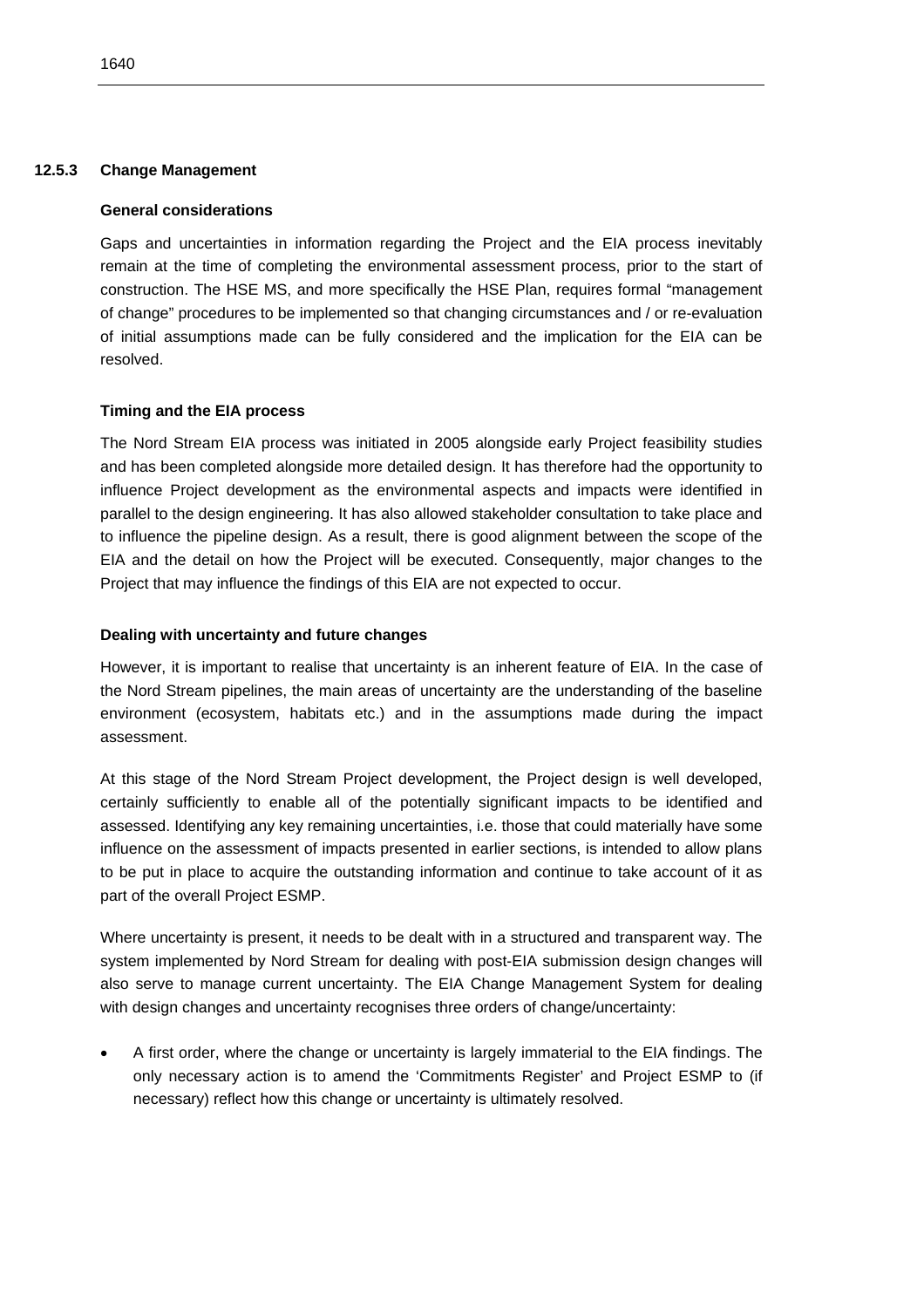### 12.5.3 Change Management

**General considerations**

Gaps and uncertainties in information regarding the Project and the EIA process inevitably remain at the time of completing the environmental assessment process, prior to the start of construction. The HSE MS, and more specifically the HSE Plan, requires formal "management of change" procedures to be implemented so that changing circumstances and / or re-evaluation of initial assumptions made can be fully considered and the implication for the EIA can be resolved.

**Timing and the EIA process**

The Nord Stream EIA process was initiated in 2005 alongside early Project feasibility studies and has been completed alongside more detailed design. It has therefore had the opportunity to influence Project development as the environmental aspects and impacts were identified in parallel to the design engineering. It has also allowed stakeholder consultation to take place and to influence the pipeline design. As a result, there is good alignment between the scope of the EIA and the detail on how the Project will be executed. Consequently, major changes to the Project that may influence the findings of this EIA are not expected to occur.

**Dealing with uncertainty and future changes**

However, it is important to realise that uncertainty is an inherent feature of EIA. In the case of the Nord Stream pipelines, the main areas of uncertainty are the understanding of the baseline environment (ecosystem, habitats etc.) and in the assumptions made during the impact assessment.

At this stage of the Nord Stream Project development, the Project design is well developed, certainly sufficiently to enable all of the potentially significant impacts to be identified and assessed. Identifying any key remaining uncertainties, i.e. those that could materially have some influence on the assessment of impacts presented in earlier sections, is intended to allow plans to be put in place to acquire the outstanding information and continue to take account of it as part of the overall Project ESMP.

Where uncertainty is present, it needs to be dealt with in a structured and transparent way. The system implemented by Nord Stream for dealing with post-EIA submission design changes will also serve to manage current uncertainty. The EIA Change Management System for dealing with design changes and uncertainty recognises three orders of change/uncertainty:

- A first order, where the change or uncertainty is largely immaterial to the EIA findings. The only necessary action is to amend the 'Commitments Register' and Project ESMP to (if necessary) reflect how this change or uncertainty is ultimately resolved.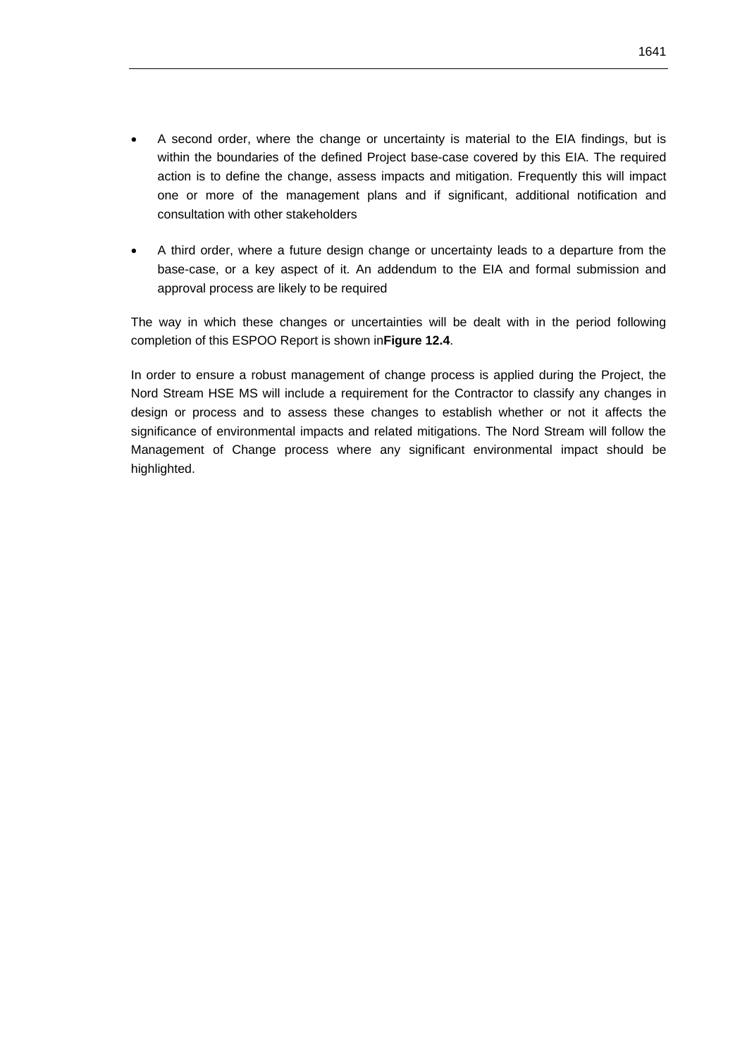- A second order, where the change or uncertainty is material to the EIA findings, but is within the boundaries of the defined Project base-case covered by this EIA. The required action is to define the change, assess impacts and mitigation. Frequently this will impact one or more of the management plans and if significant, additional notification and consultation with other stakeholders

- A third order, where a future design change or uncertainty leads to a departure from the base-case, or a key aspect of it. An addendum to the EIA and formal submission and approval process are likely to be required

The way in which these changes or uncertainties will be dealt with in the period following completion of this ESPOO Report is shown in**Figure 12.4**.

In order to ensure a robust management of change process is applied during the Project, the Nord Stream HSE MS will include a requirement for the Contractor to classify any changes in design or process and to assess these changes to establish whether or not it affects the significance of environmental impacts and related mitigations. The Nord Stream will follow the Management of Change process where any significant environmental impact should be highlighted.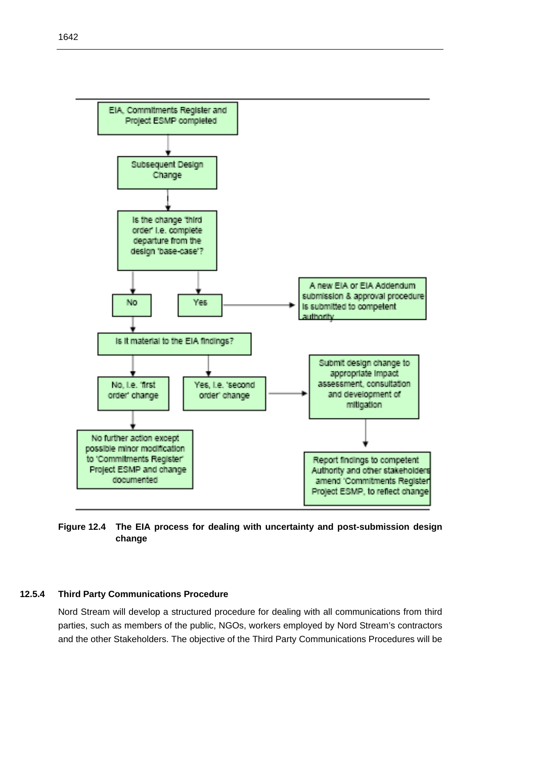EIA, Commitments Register and Project ESMP completed

Subsequent Design Change

Is the change 'third order' i.e. complete departure from the design 'base-case'?

No

Yes

A new EIA or EIA Addendum submission & approval procedure is submitted to competent authority

Is it material to the EIA findings?

No, i.e. 'first order' change

Yes, i.e. 'second order' change

Submit design change to appropriate impact assessment, consultation and development of mitigation

No further action except possible minor modification to 'Commitments Register' Project ESMP and change documented

Report findings to competent Authority and other stakeholders amend 'Commitments Register' Project ESMP, to reflect change

**Figure 12.4 The EIA process for dealing with uncertainty and post-submission design change**

### 12.5.4 Third Party Communications Procedure

Nord Stream will develop a structured procedure for dealing with all communications from third parties, such as members of the public, NGOs, workers employed by Nord Stream's contractors and the other Stakeholders. The objective of the Third Party Communications Procedures will be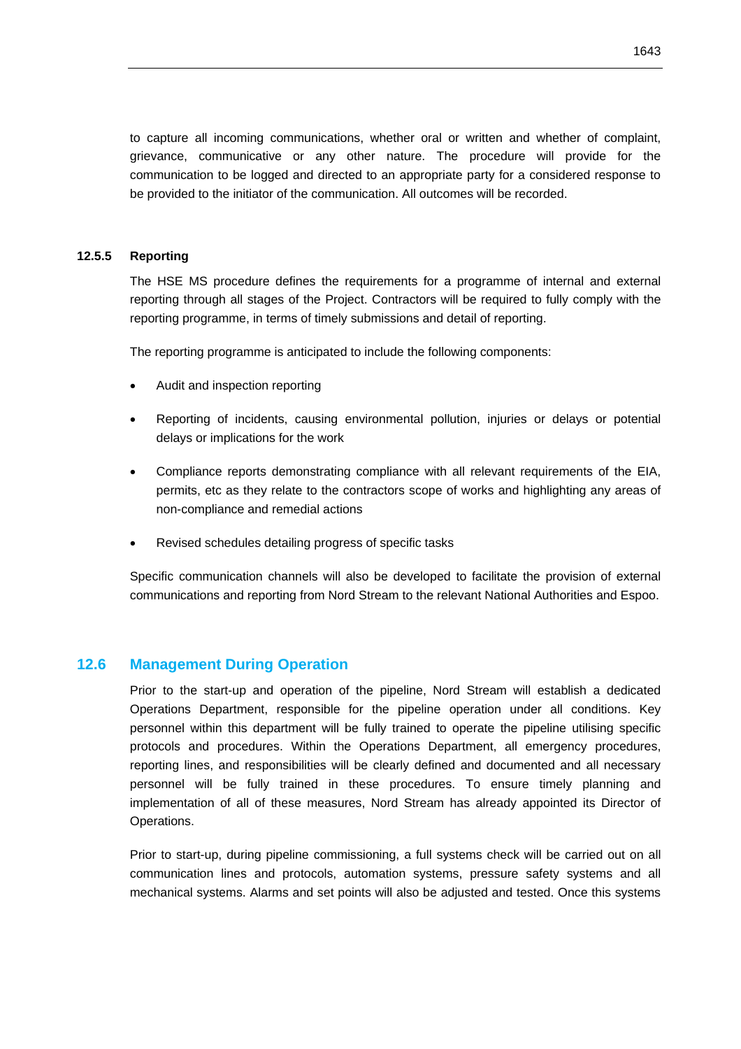to capture all incoming communications, whether oral or written and whether of complaint, grievance, communicative or any other nature. The procedure will provide for the communication to be logged and directed to an appropriate party for a considered response to be provided to the initiator of the communication. All outcomes will be recorded.

### 12.5.5 Reporting

The HSE MS procedure defines the requirements for a programme of internal and external reporting through all stages of the Project. Contractors will be required to fully comply with the reporting programme, in terms of timely submissions and detail of reporting.

The reporting programme is anticipated to include the following components:

- Audit and inspection reporting
- Reporting of incidents, causing environmental pollution, injuries or delays or potential delays or implications for the work
- Compliance reports demonstrating compliance with all relevant requirements of the EIA, permits, etc as they relate to the contractors scope of works and highlighting any areas of non-compliance and remedial actions
- Revised schedules detailing progress of specific tasks

Specific communication channels will also be developed to facilitate the provision of external communications and reporting from Nord Stream to the relevant National Authorities and Espoo.

## 12.6 Management During Operation

Prior to the start-up and operation of the pipeline, Nord Stream will establish a dedicated Operations Department, responsible for the pipeline operation under all conditions. Key personnel within this department will be fully trained to operate the pipeline utilising specific protocols and procedures. Within the Operations Department, all emergency procedures, reporting lines, and responsibilities will be clearly defined and documented and all necessary personnel will be fully trained in these procedures. To ensure timely planning and implementation of all of these measures, Nord Stream has already appointed its Director of Operations.

Prior to start-up, during pipeline commissioning, a full systems check will be carried out on all communication lines and protocols, automation systems, pressure safety systems and all mechanical systems. Alarms and set points will also be adjusted and tested. Once this systems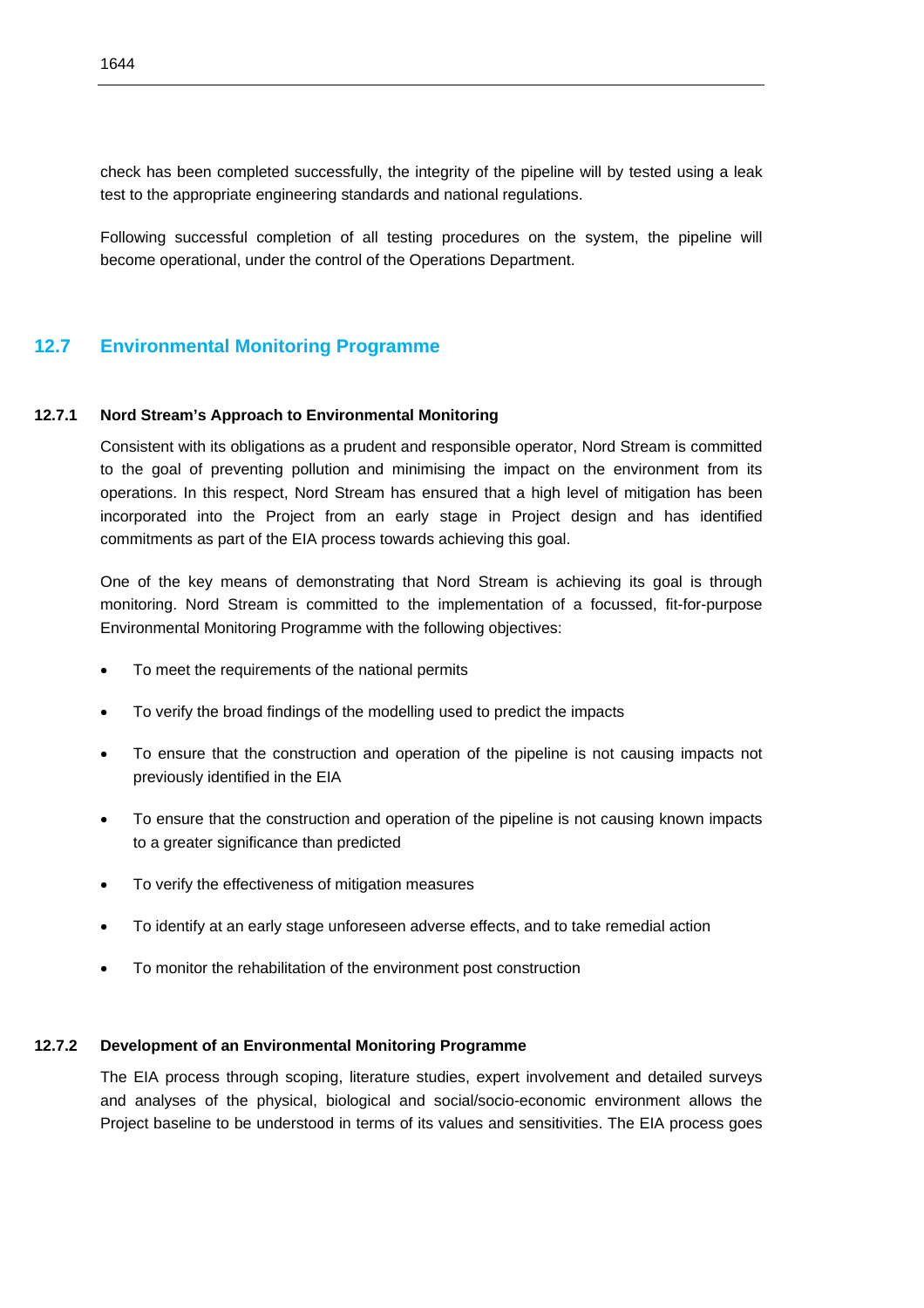check has been completed successfully, the integrity of the pipeline will by tested using a leak test to the appropriate engineering standards and national regulations.

Following successful completion of all testing procedures on the system, the pipeline will become operational, under the control of the Operations Department.

## 12.7 Environmental Monitoring Programme

### 12.7.1 Nord Stream's Approach to Environmental Monitoring

Consistent with its obligations as a prudent and responsible operator, Nord Stream is committed to the goal of preventing pollution and minimising the impact on the environment from its operations. In this respect, Nord Stream has ensured that a high level of mitigation has been incorporated into the Project from an early stage in Project design and has identified commitments as part of the EIA process towards achieving this goal.

One of the key means of demonstrating that Nord Stream is achieving its goal is through monitoring. Nord Stream is committed to the implementation of a focussed, fit-for-purpose Environmental Monitoring Programme with the following objectives:

- To meet the requirements of the national permits
- To verify the broad findings of the modelling used to predict the impacts
- To ensure that the construction and operation of the pipeline is not causing impacts not previously identified in the EIA
- To ensure that the construction and operation of the pipeline is not causing known impacts to a greater significance than predicted
- To verify the effectiveness of mitigation measures
- To identify at an early stage unforeseen adverse effects, and to take remedial action
- To monitor the rehabilitation of the environment post construction

### 12.7.2 Development of an Environmental Monitoring Programme

The EIA process through scoping, literature studies, expert involvement and detailed surveys and analyses of the physical, biological and social/socio-economic environment allows the Project baseline to be understood in terms of its values and sensitivities. The EIA process goes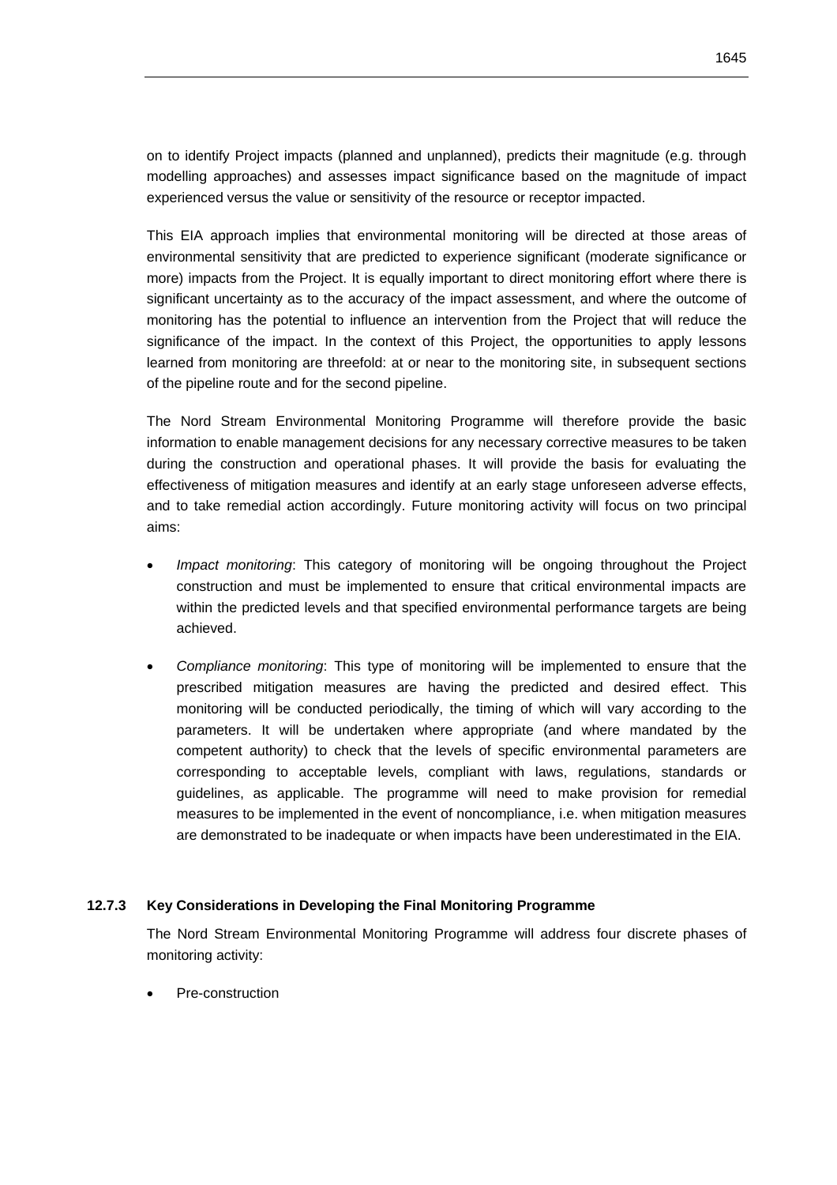on to identify Project impacts (planned and unplanned), predicts their magnitude (e.g. through modelling approaches) and assesses impact significance based on the magnitude of impact experienced versus the value or sensitivity of the resource or receptor impacted.

This EIA approach implies that environmental monitoring will be directed at those areas of environmental sensitivity that are predicted to experience significant (moderate significance or more) impacts from the Project. It is equally important to direct monitoring effort where there is significant uncertainty as to the accuracy of the impact assessment, and where the outcome of monitoring has the potential to influence an intervention from the Project that will reduce the significance of the impact. In the context of this Project, the opportunities to apply lessons learned from monitoring are threefold: at or near to the monitoring site, in subsequent sections of the pipeline route and for the second pipeline.

The Nord Stream Environmental Monitoring Programme will therefore provide the basic information to enable management decisions for any necessary corrective measures to be taken during the construction and operational phases. It will provide the basis for evaluating the effectiveness of mitigation measures and identify at an early stage unforeseen adverse effects, and to take remedial action accordingly. Future monitoring activity will focus on two principal aims:

- *Impact monitoring*: This category of monitoring will be ongoing throughout the Project construction and must be implemented to ensure that critical environmental impacts are within the predicted levels and that specified environmental performance targets are being achieved.
- *Compliance monitoring*: This type of monitoring will be implemented to ensure that the prescribed mitigation measures are having the predicted and desired effect. This monitoring will be conducted periodically, the timing of which will vary according to the parameters. It will be undertaken where appropriate (and where mandated by the competent authority) to check that the levels of specific environmental parameters are corresponding to acceptable levels, compliant with laws, regulations, standards or guidelines, as applicable. The programme will need to make provision for remedial measures to be implemented in the event of noncompliance, i.e. when mitigation measures are demonstrated to be inadequate or when impacts have been underestimated in the EIA.

### 12.7.3 Key Considerations in Developing the Final Monitoring Programme

The Nord Stream Environmental Monitoring Programme will address four discrete phases of monitoring activity:

- Pre-construction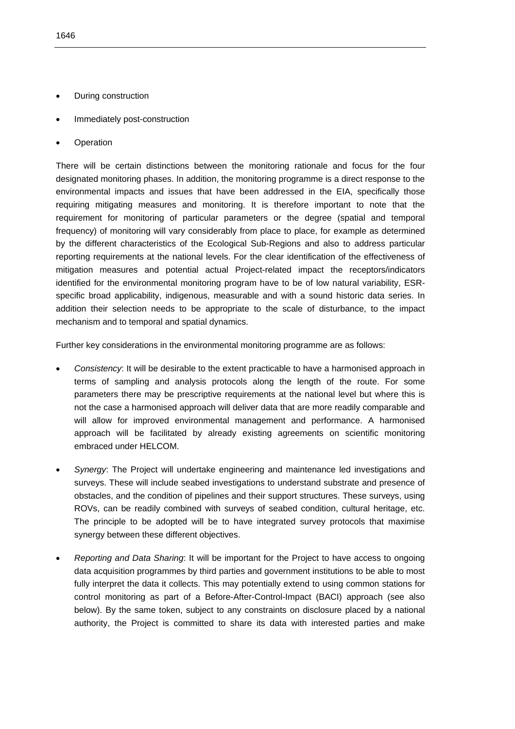- During construction
- Immediately post-construction
- Operation

There will be certain distinctions between the monitoring rationale and focus for the four designated monitoring phases. In addition, the monitoring programme is a direct response to the environmental impacts and issues that have been addressed in the EIA, specifically those requiring mitigating measures and monitoring. It is therefore important to note that the requirement for monitoring of particular parameters or the degree (spatial and temporal frequency) of monitoring will vary considerably from place to place, for example as determined by the different characteristics of the Ecological Sub-Regions and also to address particular reporting requirements at the national levels. For the clear identification of the effectiveness of mitigation measures and potential actual Project-related impact the receptors/indicators identified for the environmental monitoring program have to be of low natural variability, ESR-specific broad applicability, indigenous, measurable and with a sound historic data series. In addition their selection needs to be appropriate to the scale of disturbance, to the impact mechanism and to temporal and spatial dynamics.

Further key considerations in the environmental monitoring programme are as follows:

- *Consistency*: It will be desirable to the extent practicable to have a harmonised approach in terms of sampling and analysis protocols along the length of the route. For some parameters there may be prescriptive requirements at the national level but where this is not the case a harmonised approach will deliver data that are more readily comparable and will allow for improved environmental management and performance. A harmonised approach will be facilitated by already existing agreements on scientific monitoring embraced under HELCOM.
- *Synergy*: The Project will undertake engineering and maintenance led investigations and surveys. These will include seabed investigations to understand substrate and presence of obstacles, and the condition of pipelines and their support structures. These surveys, using ROVs, can be readily combined with surveys of seabed condition, cultural heritage, etc. The principle to be adopted will be to have integrated survey protocols that maximise synergy between these different objectives.
- *Reporting and Data Sharing*: It will be important for the Project to have access to ongoing data acquisition programmes by third parties and government institutions to be able to most fully interpret the data it collects. This may potentially extend to using common stations for control monitoring as part of a Before-After-Control-Impact (BACI) approach (see also below). By the same token, subject to any constraints on disclosure placed by a national authority, the Project is committed to share its data with interested parties and make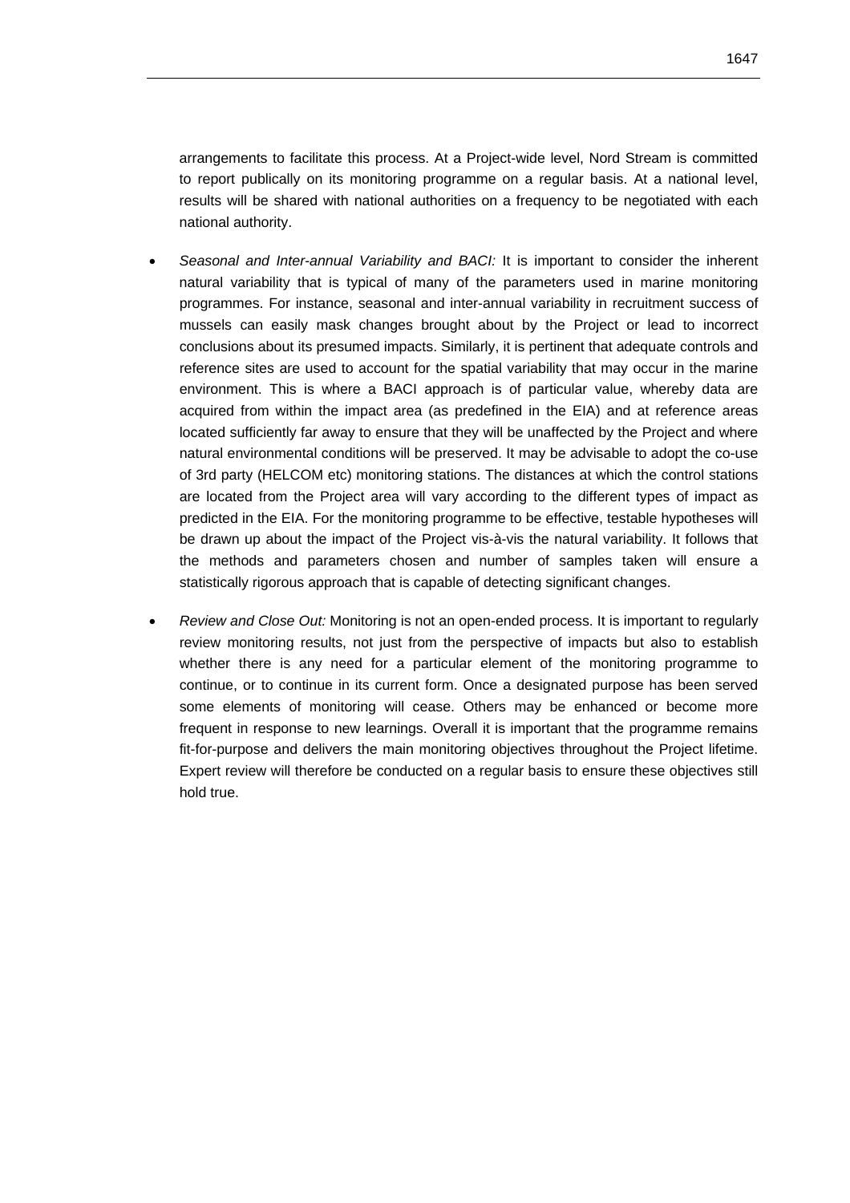arrangements to facilitate this process. At a Project-wide level, Nord Stream is committed to report publically on its monitoring programme on a regular basis. At a national level, results will be shared with national authorities on a frequency to be negotiated with each national authority.

- *Seasonal and Inter-annual Variability and BACI:* It is important to consider the inherent natural variability that is typical of many of the parameters used in marine monitoring programmes. For instance, seasonal and inter-annual variability in recruitment success of mussels can easily mask changes brought about by the Project or lead to incorrect conclusions about its presumed impacts. Similarly, it is pertinent that adequate controls and reference sites are used to account for the spatial variability that may occur in the marine environment. This is where a BACI approach is of particular value, whereby data are acquired from within the impact area (as predefined in the EIA) and at reference areas located sufficiently far away to ensure that they will be unaffected by the Project and where natural environmental conditions will be preserved. It may be advisable to adopt the co-use of 3rd party (HELCOM etc) monitoring stations. The distances at which the control stations are located from the Project area will vary according to the different types of impact as predicted in the EIA. For the monitoring programme to be effective, testable hypotheses will be drawn up about the impact of the Project vis-à-vis the natural variability. It follows that the methods and parameters chosen and number of samples taken will ensure a statistically rigorous approach that is capable of detecting significant changes.

- *Review and Close Out:* Monitoring is not an open-ended process. It is important to regularly review monitoring results, not just from the perspective of impacts but also to establish whether there is any need for a particular element of the monitoring programme to continue, or to continue in its current form. Once a designated purpose has been served some elements of monitoring will cease. Others may be enhanced or become more frequent in response to new learnings. Overall it is important that the programme remains fit-for-purpose and delivers the main monitoring objectives throughout the Project lifetime. Expert review will therefore be conducted on a regular basis to ensure these objectives still hold true.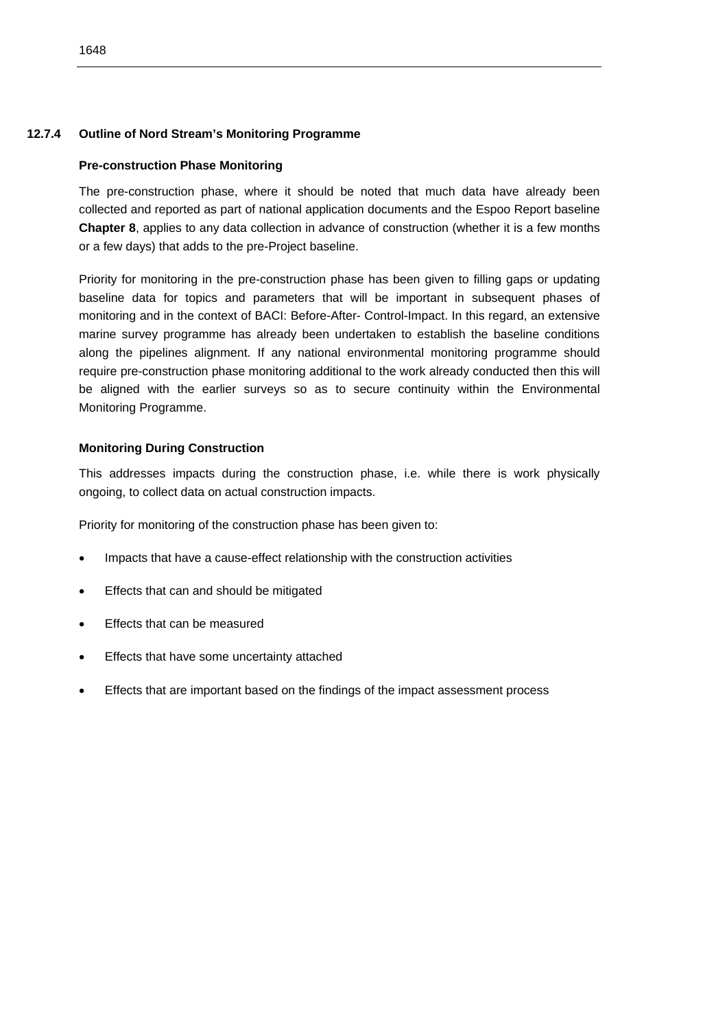### 12.7.4 Outline of Nord Stream's Monitoring Programme

**Pre-construction Phase Monitoring**

The pre-construction phase, where it should be noted that much data have already been collected and reported as part of national application documents and the Espoo Report baseline **Chapter 8**, applies to any data collection in advance of construction (whether it is a few months or a few days) that adds to the pre-Project baseline.

Priority for monitoring in the pre-construction phase has been given to filling gaps or updating baseline data for topics and parameters that will be important in subsequent phases of monitoring and in the context of BACI: Before-After- Control-Impact. In this regard, an extensive marine survey programme has already been undertaken to establish the baseline conditions along the pipelines alignment. If any national environmental monitoring programme should require pre-construction phase monitoring additional to the work already conducted then this will be aligned with the earlier surveys so as to secure continuity within the Environmental Monitoring Programme.

**Monitoring During Construction**

This addresses impacts during the construction phase, i.e. while there is work physically ongoing, to collect data on actual construction impacts.

Priority for monitoring of the construction phase has been given to:

- Impacts that have a cause-effect relationship with the construction activities
- Effects that can and should be mitigated
- Effects that can be measured
- Effects that have some uncertainty attached
- Effects that are important based on the findings of the impact assessment process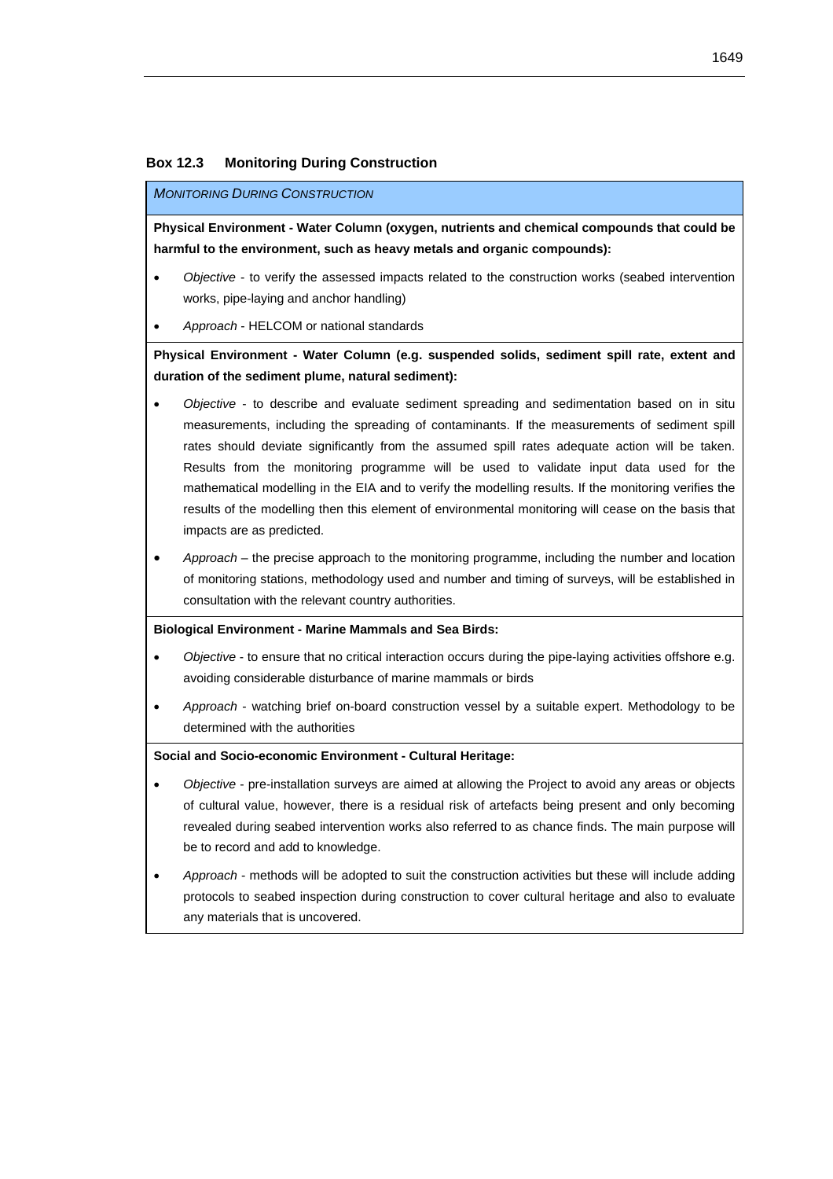**Box 12.3 Monitoring During Construction**

*MONITORING DURING CONSTRUCTION*

**Physical Environment - Water Column (oxygen, nutrients and chemical compounds that could be harmful to the environment, such as heavy metals and organic compounds):**

- *Objective* - to verify the assessed impacts related to the construction works (seabed intervention works, pipe-laying and anchor handling)
- *Approach* - HELCOM or national standards

**Physical Environment - Water Column (e.g. suspended solids, sediment spill rate, extent and duration of the sediment plume, natural sediment):**

- *Objective* - to describe and evaluate sediment spreading and sedimentation based on in situ measurements, including the spreading of contaminants. If the measurements of sediment spill rates should deviate significantly from the assumed spill rates adequate action will be taken. Results from the monitoring programme will be used to validate input data used for the mathematical modelling in the EIA and to verify the modelling results. If the monitoring verifies the results of the modelling then this element of environmental monitoring will cease on the basis that impacts are as predicted.
- *Approach* – the precise approach to the monitoring programme, including the number and location of monitoring stations, methodology used and number and timing of surveys, will be established in consultation with the relevant country authorities.

**Biological Environment - Marine Mammals and Sea Birds:**

- *Objective* - to ensure that no critical interaction occurs during the pipe-laying activities offshore e.g. avoiding considerable disturbance of marine mammals or birds
- *Approach* - watching brief on-board construction vessel by a suitable expert. Methodology to be determined with the authorities

**Social and Socio-economic Environment - Cultural Heritage:**

- *Objective* - pre-installation surveys are aimed at allowing the Project to avoid any areas or objects of cultural value, however, there is a residual risk of artefacts being present and only becoming revealed during seabed intervention works also referred to as chance finds. The main purpose will be to record and add to knowledge.
- *Approach* - methods will be adopted to suit the construction activities but these will include adding protocols to seabed inspection during construction to cover cultural heritage and also to evaluate any materials that is uncovered.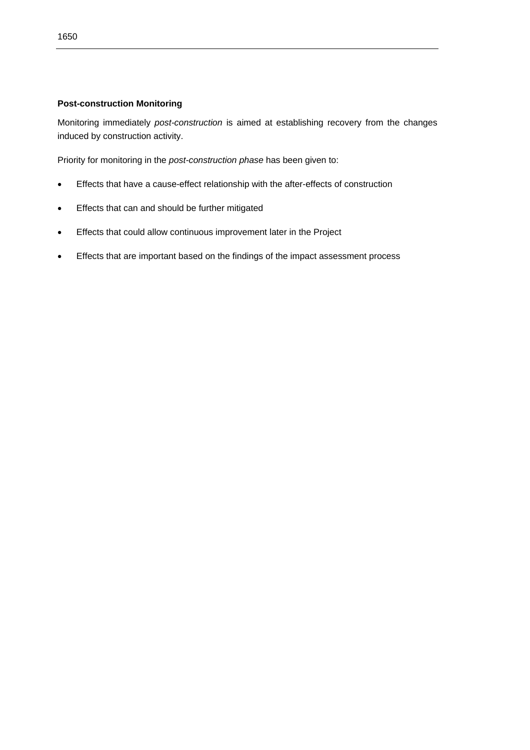**Post-construction Monitoring**

Monitoring immediately *post-construction* is aimed at establishing recovery from the changes induced by construction activity.

Priority for monitoring in the *post-construction phase* has been given to:

- Effects that have a cause-effect relationship with the after-effects of construction
- Effects that can and should be further mitigated
- Effects that could allow continuous improvement later in the Project
- Effects that are important based on the findings of the impact assessment process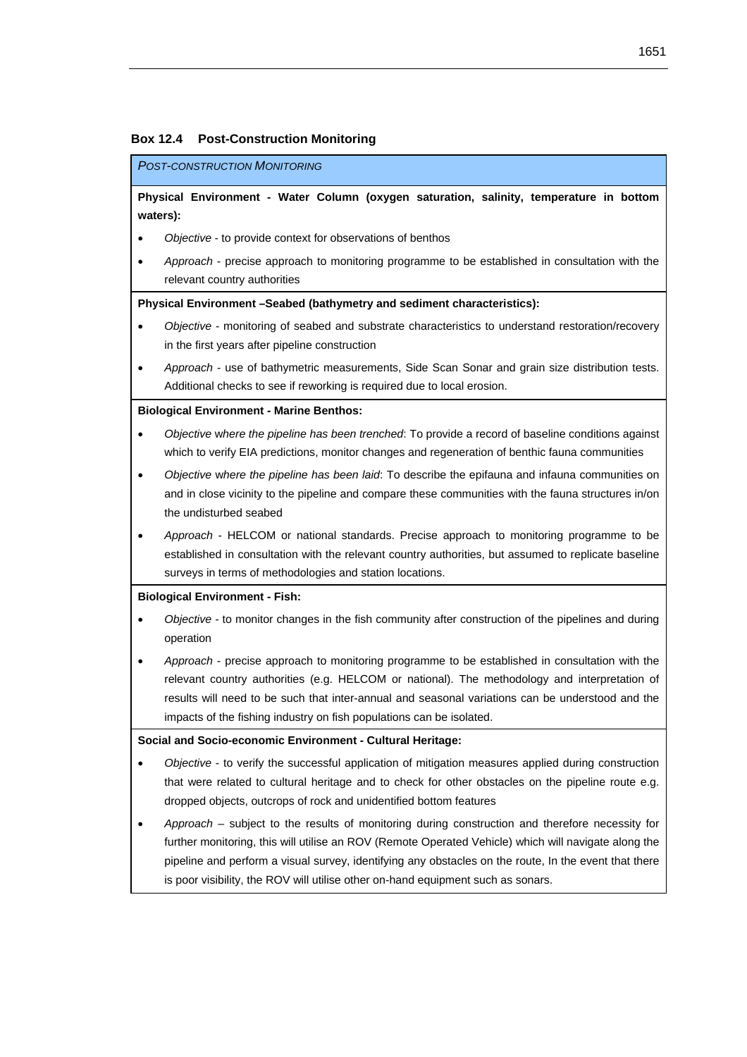### Box 12.4 Post-Construction Monitoring

*POST-CONSTRUCTION MONITORING*

**Physical Environment - Water Column (oxygen saturation, salinity, temperature in bottom waters):**

- *Objective* - to provide context for observations of benthos
- *Approach* - precise approach to monitoring programme to be established in consultation with the relevant country authorities

**Physical Environment –Seabed (bathymetry and sediment characteristics):**

- *Objective* - monitoring of seabed and substrate characteristics to understand restoration/recovery in the first years after pipeline construction
- *Approach* - use of bathymetric measurements, Side Scan Sonar and grain size distribution tests. Additional checks to see if reworking is required due to local erosion.

**Biological Environment - Marine Benthos:**

- *Objective where the pipeline has been trenched*: To provide a record of baseline conditions against which to verify EIA predictions, monitor changes and regeneration of benthic fauna communities
- *Objective where the pipeline has been laid*: To describe the epifauna and infauna communities on and in close vicinity to the pipeline and compare these communities with the fauna structures in/on the undisturbed seabed
- *Approach* - HELCOM or national standards. Precise approach to monitoring programme to be established in consultation with the relevant country authorities, but assumed to replicate baseline surveys in terms of methodologies and station locations.

**Biological Environment - Fish:**

- *Objective* - to monitor changes in the fish community after construction of the pipelines and during operation
- *Approach* - precise approach to monitoring programme to be established in consultation with the relevant country authorities (e.g. HELCOM or national). The methodology and interpretation of results will need to be such that inter-annual and seasonal variations can be understood and the impacts of the fishing industry on fish populations can be isolated.

**Social and Socio-economic Environment - Cultural Heritage:**

- *Objective* - to verify the successful application of mitigation measures applied during construction that were related to cultural heritage and to check for other obstacles on the pipeline route e.g. dropped objects, outcrops of rock and unidentified bottom features
- *Approach* – subject to the results of monitoring during construction and therefore necessity for further monitoring, this will utilise an ROV (Remote Operated Vehicle) which will navigate along the pipeline and perform a visual survey, identifying any obstacles on the route, In the event that there is poor visibility, the ROV will utilise other on-hand equipment such as sonars.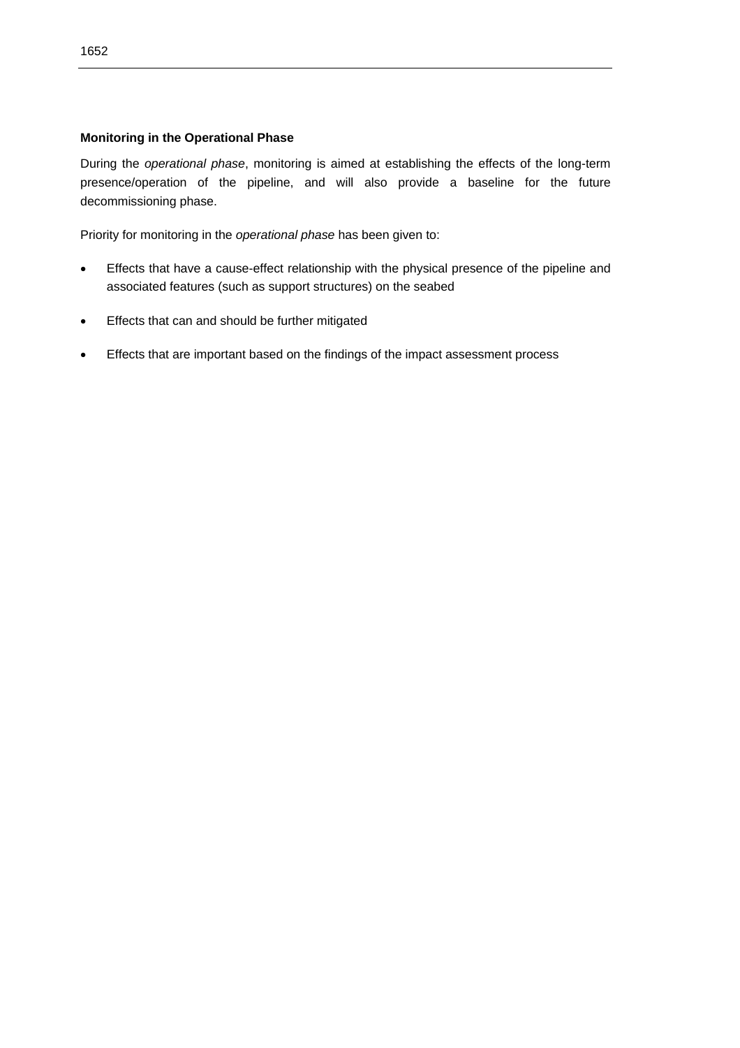**Monitoring in the Operational Phase**

During the *operational phase*, monitoring is aimed at establishing the effects of the long-term presence/operation of the pipeline, and will also provide a baseline for the future decommissioning phase.

Priority for monitoring in the *operational phase* has been given to:

- Effects that have a cause-effect relationship with the physical presence of the pipeline and associated features (such as support structures) on the seabed
- Effects that can and should be further mitigated
- Effects that are important based on the findings of the impact assessment process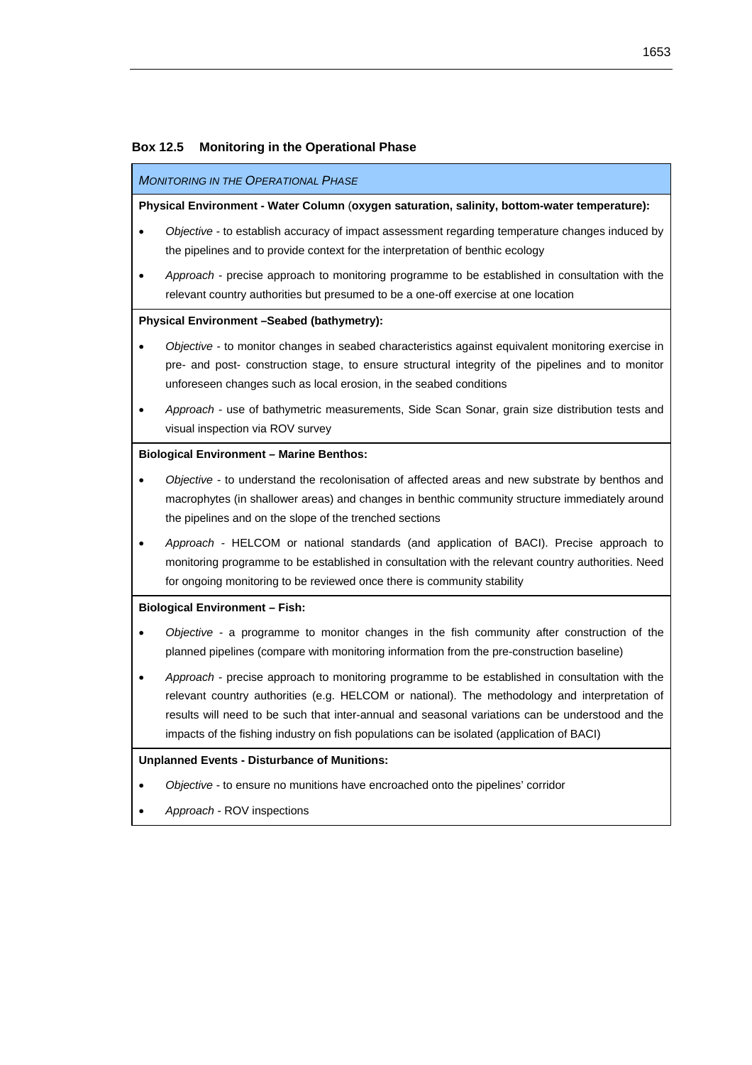**Box 12.5 Monitoring in the Operational Phase**

*MONITORING IN THE OPERATIONAL PHASE*

**Physical Environment - Water Column (oxygen saturation, salinity, bottom-water temperature):**

- *Objective* - to establish accuracy of impact assessment regarding temperature changes induced by the pipelines and to provide context for the interpretation of benthic ecology
- *Approach* - precise approach to monitoring programme to be established in consultation with the relevant country authorities but presumed to be a one-off exercise at one location

**Physical Environment –Seabed (bathymetry):**

- *Objective* - to monitor changes in seabed characteristics against equivalent monitoring exercise in pre- and post- construction stage, to ensure structural integrity of the pipelines and to monitor unforeseen changes such as local erosion, in the seabed conditions
- *Approach* - use of bathymetric measurements, Side Scan Sonar, grain size distribution tests and visual inspection via ROV survey

**Biological Environment – Marine Benthos:**

- *Objective* - to understand the recolonisation of affected areas and new substrate by benthos and macrophytes (in shallower areas) and changes in benthic community structure immediately around the pipelines and on the slope of the trenched sections
- *Approach* - HELCOM or national standards (and application of BACI). Precise approach to monitoring programme to be established in consultation with the relevant country authorities. Need for ongoing monitoring to be reviewed once there is community stability

**Biological Environment – Fish:**

- *Objective* - a programme to monitor changes in the fish community after construction of the planned pipelines (compare with monitoring information from the pre-construction baseline)
- *Approach* - precise approach to monitoring programme to be established in consultation with the relevant country authorities (e.g. HELCOM or national). The methodology and interpretation of results will need to be such that inter-annual and seasonal variations can be understood and the impacts of the fishing industry on fish populations can be isolated (application of BACI)

**Unplanned Events - Disturbance of Munitions:**

- *Objective* - to ensure no munitions have encroached onto the pipelines' corridor
- *Approach* - ROV inspections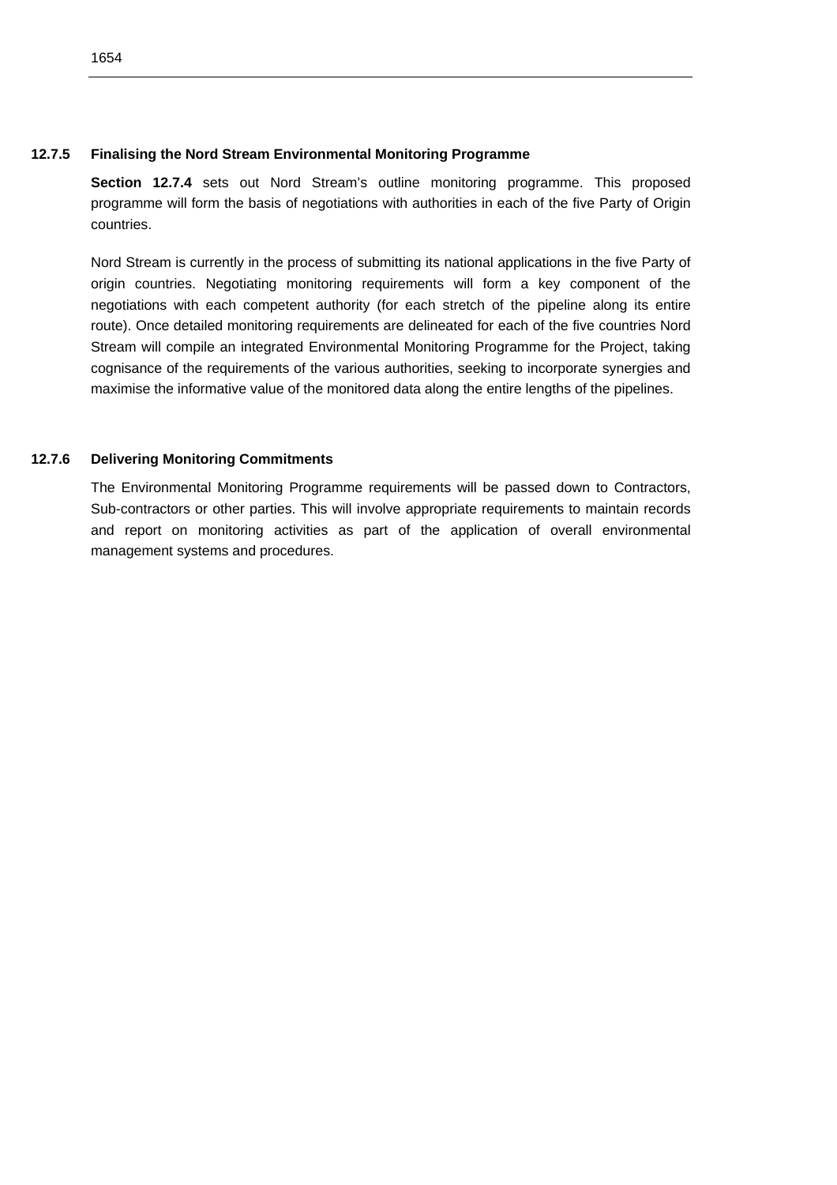### 12.7.5 Finalising the Nord Stream Environmental Monitoring Programme

**Section 12.7.4** sets out Nord Stream's outline monitoring programme. This proposed programme will form the basis of negotiations with authorities in each of the five Party of Origin countries.

Nord Stream is currently in the process of submitting its national applications in the five Party of origin countries. Negotiating monitoring requirements will form a key component of the negotiations with each competent authority (for each stretch of the pipeline along its entire route). Once detailed monitoring requirements are delineated for each of the five countries Nord Stream will compile an integrated Environmental Monitoring Programme for the Project, taking cognisance of the requirements of the various authorities, seeking to incorporate synergies and maximise the informative value of the monitored data along the entire lengths of the pipelines.

### 12.7.6 Delivering Monitoring Commitments

The Environmental Monitoring Programme requirements will be passed down to Contractors, Sub-contractors or other parties. This will involve appropriate requirements to maintain records and report on monitoring activities as part of the application of overall environmental management systems and procedures.